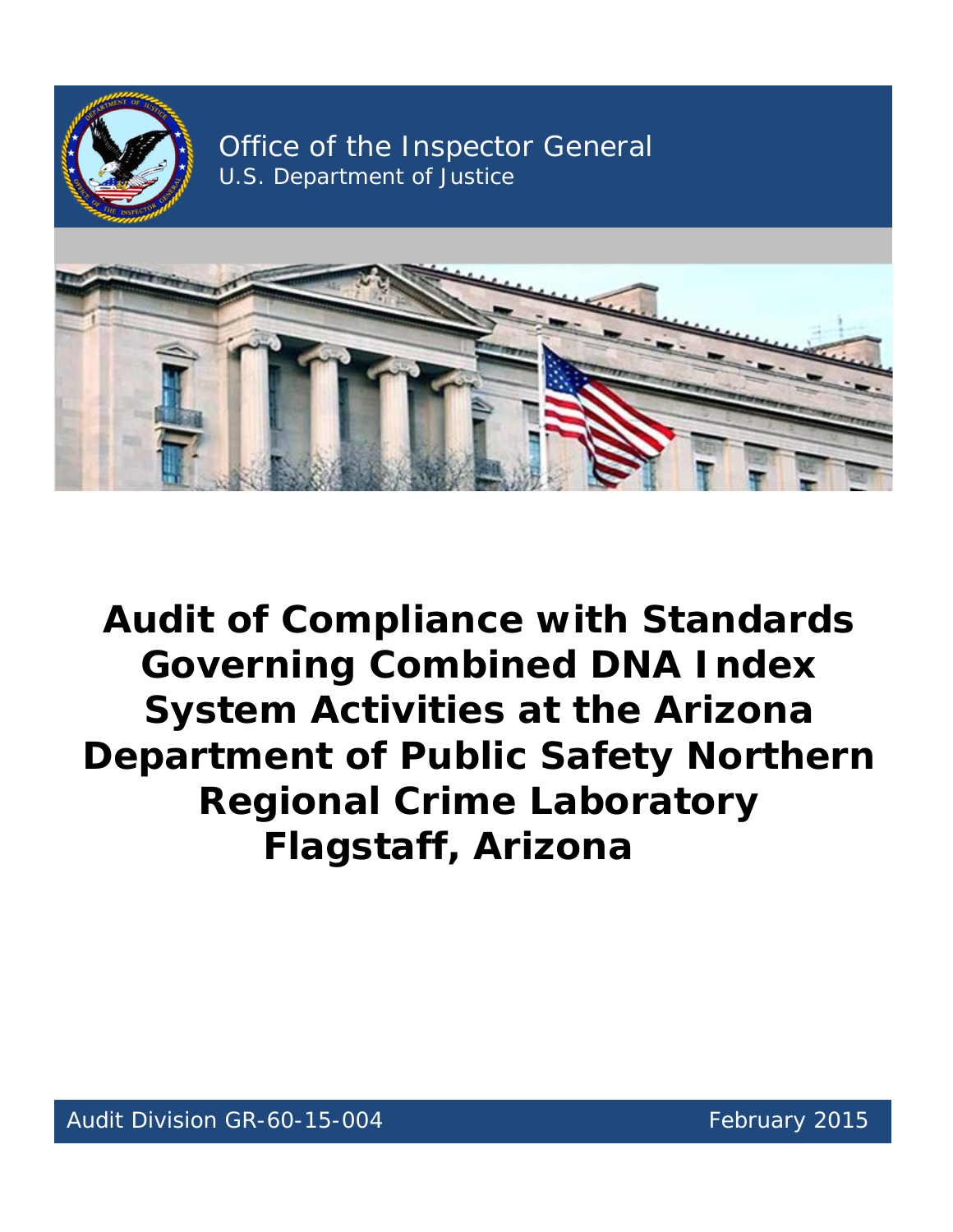Office of the Inspector General
U.S. Department of Justice

# Audit of Compliance with Standards Governing Combined DNA Index System Activities at the Arizona Department of Public Safety Northern Regional Crime Laboratory Flagstaff, Arizona

Audit Division GR-60-15-004

February 2015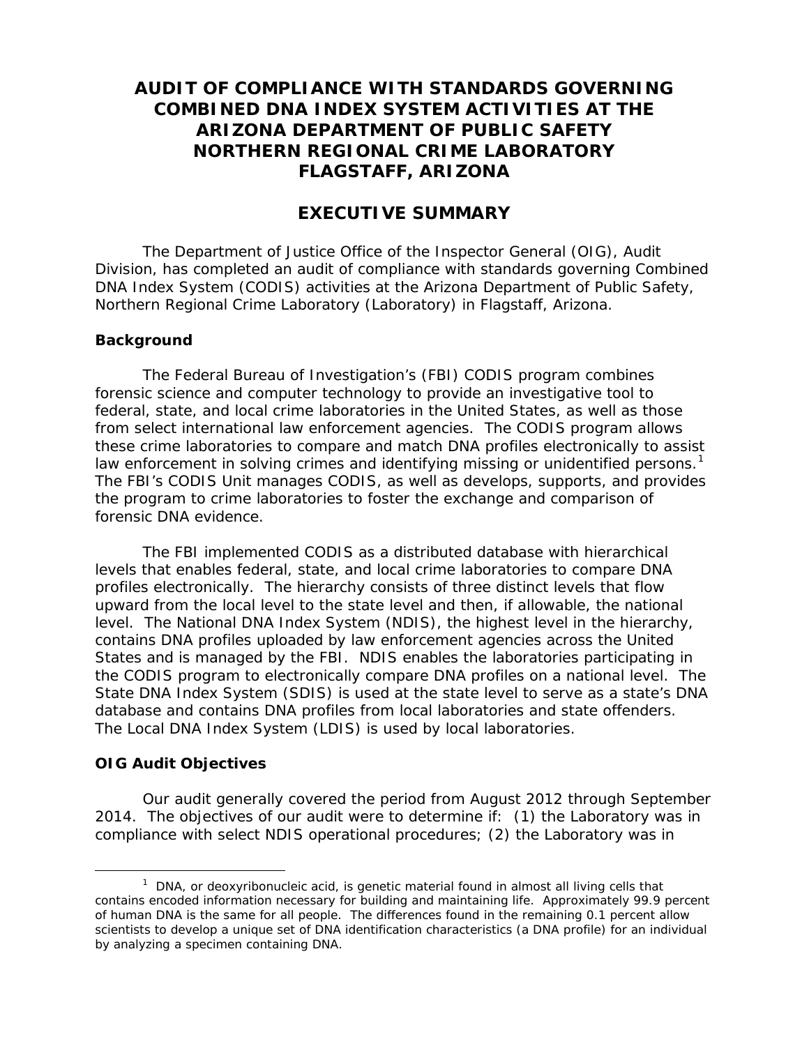# AUDIT OF COMPLIANCE WITH STANDARDS GOVERNING COMBINED DNA INDEX SYSTEM ACTIVITIES AT THE ARIZONA DEPARTMENT OF PUBLIC SAFETY NORTHERN REGIONAL CRIME LABORATORY FLAGSTAFF, ARIZONA

## EXECUTIVE SUMMARY

The Department of Justice Office of the Inspector General (OIG), Audit Division, has completed an audit of compliance with standards governing Combined DNA Index System (CODIS) activities at the Arizona Department of Public Safety, Northern Regional Crime Laboratory (Laboratory) in Flagstaff, Arizona.

### Background

The Federal Bureau of Investigation's (FBI) CODIS program combines forensic science and computer technology to provide an investigative tool to federal, state, and local crime laboratories in the United States, as well as those from select international law enforcement agencies. The CODIS program allows these crime laboratories to compare and match DNA profiles electronically to assist law enforcement in solving crimes and identifying missing or unidentified persons.[1] The FBI's CODIS Unit manages CODIS, as well as develops, supports, and provides the program to crime laboratories to foster the exchange and comparison of forensic DNA evidence.

The FBI implemented CODIS as a distributed database with hierarchical levels that enables federal, state, and local crime laboratories to compare DNA profiles electronically. The hierarchy consists of three distinct levels that flow upward from the local level to the state level and then, if allowable, the national level. The National DNA Index System (NDIS), the highest level in the hierarchy, contains DNA profiles uploaded by law enforcement agencies across the United States and is managed by the FBI. NDIS enables the laboratories participating in the CODIS program to electronically compare DNA profiles on a national level. The State DNA Index System (SDIS) is used at the state level to serve as a state's DNA database and contains DNA profiles from local laboratories and state offenders. The Local DNA Index System (LDIS) is used by local laboratories.

### OIG Audit Objectives

Our audit generally covered the period from August 2012 through September 2014. The objectives of our audit were to determine if: (1) the Laboratory was in compliance with select NDIS operational procedures; (2) the Laboratory was in

[1] DNA, or deoxyribonucleic acid, is genetic material found in almost all living cells that contains encoded information necessary for building and maintaining life. Approximately 99.9 percent of human DNA is the same for all people. The differences found in the remaining 0.1 percent allow scientists to develop a unique set of DNA identification characteristics (a DNA profile) for an individual by analyzing a specimen containing DNA.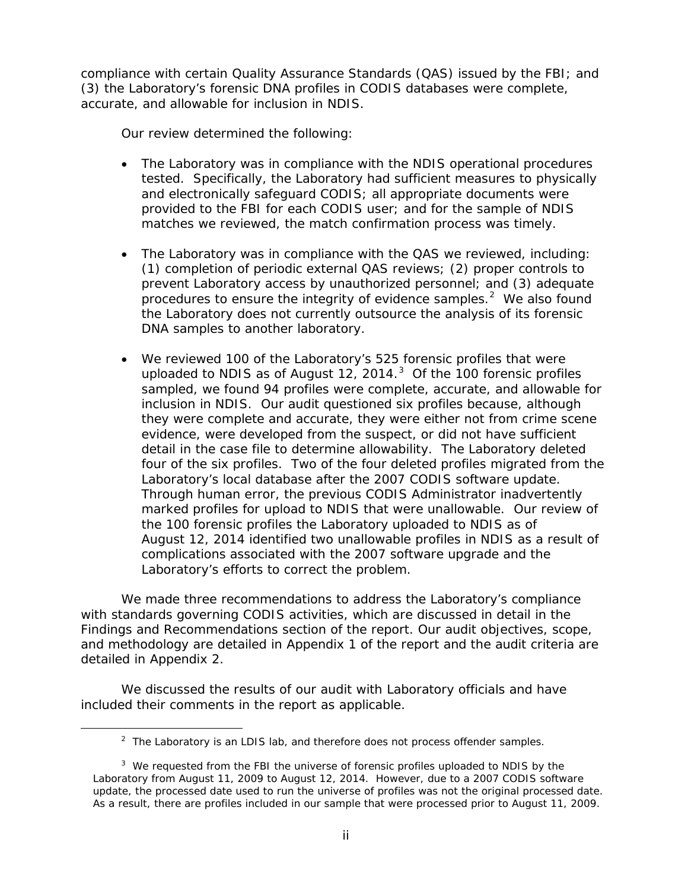compliance with certain Quality Assurance Standards (QAS) issued by the FBI; and (3) the Laboratory's forensic DNA profiles in CODIS databases were complete, accurate, and allowable for inclusion in NDIS.

Our review determined the following:

- The Laboratory was in compliance with the NDIS operational procedures tested. Specifically, the Laboratory had sufficient measures to physically and electronically safeguard CODIS; all appropriate documents were provided to the FBI for each CODIS user; and for the sample of NDIS matches we reviewed, the match confirmation process was timely.

- The Laboratory was in compliance with the QAS we reviewed, including: (1) completion of periodic external QAS reviews; (2) proper controls to prevent Laboratory access by unauthorized personnel; and (3) adequate procedures to ensure the integrity of evidence samples.[2] We also found the Laboratory does not currently outsource the analysis of its forensic DNA samples to another laboratory.

- We reviewed 100 of the Laboratory's 525 forensic profiles that were uploaded to NDIS as of August 12, 2014.[3] Of the 100 forensic profiles sampled, we found 94 profiles were complete, accurate, and allowable for inclusion in NDIS. Our audit questioned six profiles because, although they were complete and accurate, they were either not from crime scene evidence, were developed from the suspect, or did not have sufficient detail in the case file to determine allowability. The Laboratory deleted four of the six profiles. Two of the four deleted profiles migrated from the Laboratory's local database after the 2007 CODIS software update. Through human error, the previous CODIS Administrator inadvertently marked profiles for upload to NDIS that were unallowable. Our review of the 100 forensic profiles the Laboratory uploaded to NDIS as of August 12, 2014 identified two unallowable profiles in NDIS as a result of complications associated with the 2007 software upgrade and the Laboratory's efforts to correct the problem.

We made three recommendations to address the Laboratory's compliance with standards governing CODIS activities, which are discussed in detail in the Findings and Recommendations section of the report. Our audit objectives, scope, and methodology are detailed in Appendix 1 of the report and the audit criteria are detailed in Appendix 2.

We discussed the results of our audit with Laboratory officials and have included their comments in the report as applicable.

---

[2] The Laboratory is an LDIS lab, and therefore does not process offender samples.

[3] We requested from the FBI the universe of forensic profiles uploaded to NDIS by the Laboratory from August 11, 2009 to August 12, 2014. However, due to a 2007 CODIS software update, the processed date used to run the universe of profiles was not the original processed date. As a result, there are profiles included in our sample that were processed prior to August 11, 2009.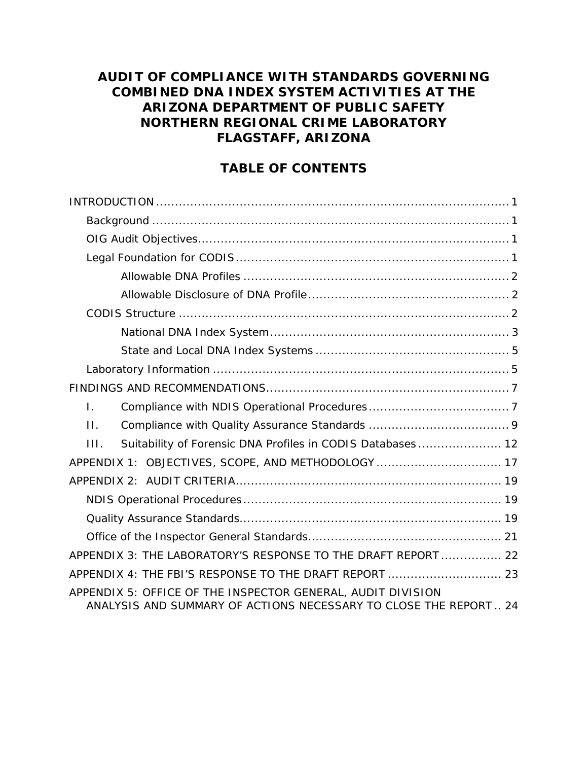# AUDIT OF COMPLIANCE WITH STANDARDS GOVERNING COMBINED DNA INDEX SYSTEM ACTIVITIES AT THE ARIZONA DEPARTMENT OF PUBLIC SAFETY NORTHERN REGIONAL CRIME LABORATORY FLAGSTAFF, ARIZONA

## TABLE OF CONTENTS

INTRODUCTION ........................................................................................ 1

- Background ........................................................................................ 1
- OIG Audit Objectives.............................................................................. 1
- Legal Foundation for CODIS .................................................................... 1
  - Allowable DNA Profiles ..................................................................... 2
  - Allowable Disclosure of DNA Profile.................................................... 2
- CODIS Structure ................................................................................... 2
  - National DNA Index System.............................................................. 3
  - State and Local DNA Index Systems .................................................. 5
- Laboratory Information .......................................................................... 5

FINDINGS AND RECOMMENDATIONS.............................................................. 7

- I. Compliance with NDIS Operational Procedures .................................... 7
- II. Compliance with Quality Assurance Standards .................................... 9
- III. Suitability of Forensic DNA Profiles in CODIS Databases ...................... 12

APPENDIX 1: OBJECTIVES, SCOPE, AND METHODOLOGY ................................ 17

APPENDIX 2: AUDIT CRITERIA..................................................................... 19

- NDIS Operational Procedures .................................................................. 19
- Quality Assurance Standards.................................................................... 19
- Office of the Inspector General Standards.................................................. 21

APPENDIX 3: THE LABORATORY'S RESPONSE TO THE DRAFT REPORT ............... 22

APPENDIX 4: THE FBI'S RESPONSE TO THE DRAFT REPORT ............................. 23

APPENDIX 5: OFFICE OF THE INSPECTOR GENERAL, AUDIT DIVISION ANALYSIS AND SUMMARY OF ACTIONS NECESSARY TO CLOSE THE REPORT .. 24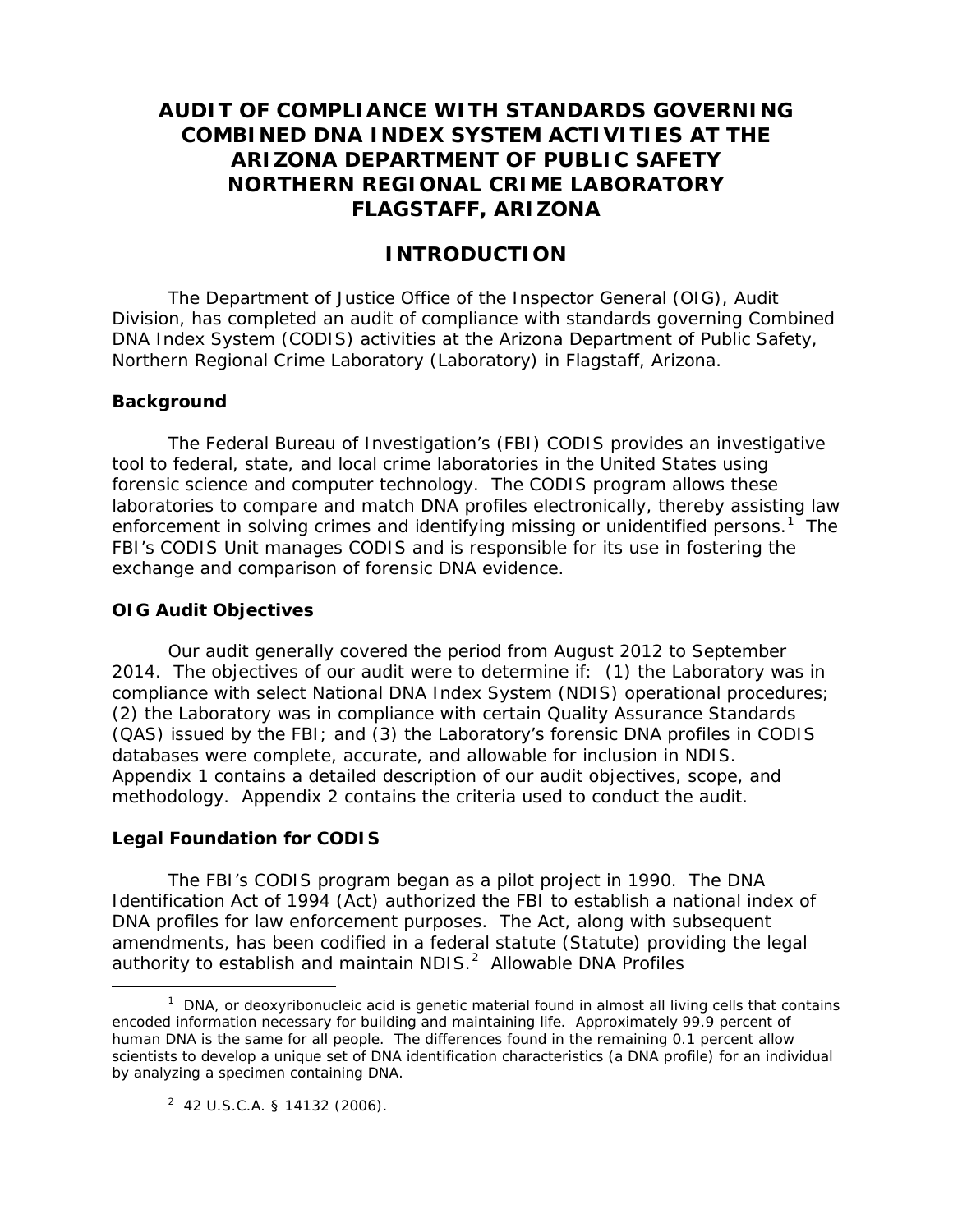# AUDIT OF COMPLIANCE WITH STANDARDS GOVERNING COMBINED DNA INDEX SYSTEM ACTIVITIES AT THE ARIZONA DEPARTMENT OF PUBLIC SAFETY NORTHERN REGIONAL CRIME LABORATORY FLAGSTAFF, ARIZONA

## INTRODUCTION

The Department of Justice Office of the Inspector General (OIG), Audit Division, has completed an audit of compliance with standards governing Combined DNA Index System (CODIS) activities at the Arizona Department of Public Safety, Northern Regional Crime Laboratory (Laboratory) in Flagstaff, Arizona.

### Background

The Federal Bureau of Investigation's (FBI) CODIS provides an investigative tool to federal, state, and local crime laboratories in the United States using forensic science and computer technology. The CODIS program allows these laboratories to compare and match DNA profiles electronically, thereby assisting law enforcement in solving crimes and identifying missing or unidentified persons.[1] The FBI's CODIS Unit manages CODIS and is responsible for its use in fostering the exchange and comparison of forensic DNA evidence.

### OIG Audit Objectives

Our audit generally covered the period from August 2012 to September 2014. The objectives of our audit were to determine if: (1) the Laboratory was in compliance with select National DNA Index System (NDIS) operational procedures; (2) the Laboratory was in compliance with certain Quality Assurance Standards (QAS) issued by the FBI; and (3) the Laboratory's forensic DNA profiles in CODIS databases were complete, accurate, and allowable for inclusion in NDIS. Appendix 1 contains a detailed description of our audit objectives, scope, and methodology. Appendix 2 contains the criteria used to conduct the audit.

### Legal Foundation for CODIS

The FBI's CODIS program began as a pilot project in 1990. The DNA Identification Act of 1994 (Act) authorized the FBI to establish a national index of DNA profiles for law enforcement purposes. The Act, along with subsequent amendments, has been codified in a federal statute (Statute) providing the legal authority to establish and maintain NDIS.[2] Allowable DNA Profiles

---

[1] DNA, or deoxyribonucleic acid is genetic material found in almost all living cells that contains encoded information necessary for building and maintaining life. Approximately 99.9 percent of human DNA is the same for all people. The differences found in the remaining 0.1 percent allow scientists to develop a unique set of DNA identification characteristics (a DNA profile) for an individual by analyzing a specimen containing DNA.

[2] 42 U.S.C.A. § 14132 (2006).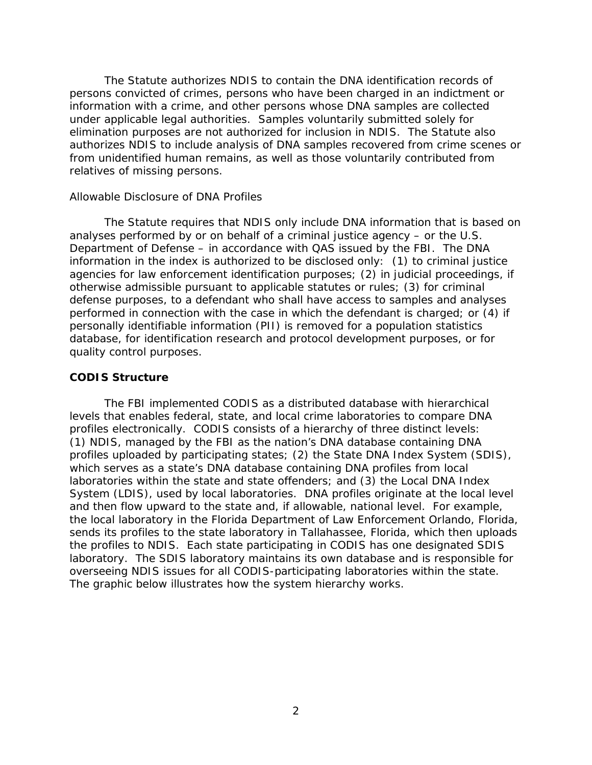The Statute authorizes NDIS to contain the DNA identification records of persons convicted of crimes, persons who have been charged in an indictment or information with a crime, and other persons whose DNA samples are collected under applicable legal authorities. Samples voluntarily submitted solely for elimination purposes are not authorized for inclusion in NDIS. The Statute also authorizes NDIS to include analysis of DNA samples recovered from crime scenes or from unidentified human remains, as well as those voluntarily contributed from relatives of missing persons.

Allowable Disclosure of DNA Profiles

The Statute requires that NDIS only include DNA information that is based on analyses performed by or on behalf of a criminal justice agency – or the U.S. Department of Defense – in accordance with QAS issued by the FBI. The DNA information in the index is authorized to be disclosed only: (1) to criminal justice agencies for law enforcement identification purposes; (2) in judicial proceedings, if otherwise admissible pursuant to applicable statutes or rules; (3) for criminal defense purposes, to a defendant who shall have access to samples and analyses performed in connection with the case in which the defendant is charged; or (4) if personally identifiable information (PII) is removed for a population statistics database, for identification research and protocol development purposes, or for quality control purposes.

**CODIS Structure**

The FBI implemented CODIS as a distributed database with hierarchical levels that enables federal, state, and local crime laboratories to compare DNA profiles electronically. CODIS consists of a hierarchy of three distinct levels: (1) NDIS, managed by the FBI as the nation's DNA database containing DNA profiles uploaded by participating states; (2) the State DNA Index System (SDIS), which serves as a state's DNA database containing DNA profiles from local laboratories within the state and state offenders; and (3) the Local DNA Index System (LDIS), used by local laboratories. DNA profiles originate at the local level and then flow upward to the state and, if allowable, national level. For example, the local laboratory in the Florida Department of Law Enforcement Orlando, Florida, sends its profiles to the state laboratory in Tallahassee, Florida, which then uploads the profiles to NDIS. Each state participating in CODIS has one designated SDIS laboratory. The SDIS laboratory maintains its own database and is responsible for overseeing NDIS issues for all CODIS-participating laboratories within the state. The graphic below illustrates how the system hierarchy works.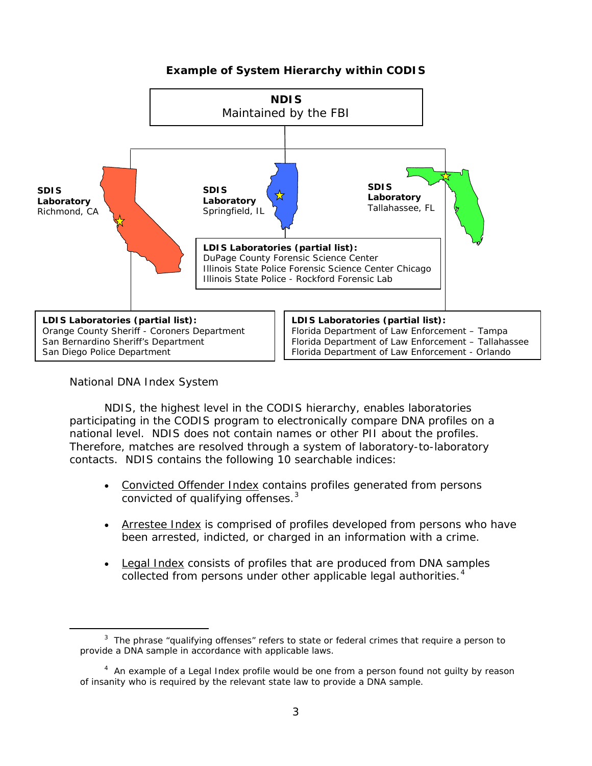**Example of System Hierarchy within CODIS**

**NDIS**
Maintained by the FBI

**SDIS Laboratory**
Richmond, CA

**SDIS Laboratory**
Springfield, IL

**SDIS Laboratory**
Tallahassee, FL

**LDIS Laboratories (partial list):**
DuPage County Forensic Science Center
Illinois State Police Forensic Science Center Chicago
Illinois State Police - Rockford Forensic Lab

**LDIS Laboratories (partial list):**
Orange County Sheriff - Coroners Department
San Bernardino Sheriff's Department
San Diego Police Department

**LDIS Laboratories (partial list):**
Florida Department of Law Enforcement – Tampa
Florida Department of Law Enforcement – Tallahassee
Florida Department of Law Enforcement - Orlando

National DNA Index System

NDIS, the highest level in the CODIS hierarchy, enables laboratories participating in the CODIS program to electronically compare DNA profiles on a national level. NDIS does not contain names or other PII about the profiles. Therefore, matches are resolved through a system of laboratory-to-laboratory contacts. NDIS contains the following 10 searchable indices:

- Convicted Offender Index contains profiles generated from persons convicted of qualifying offenses.[3]

- Arrestee Index is comprised of profiles developed from persons who have been arrested, indicted, or charged in an information with a crime.

- Legal Index consists of profiles that are produced from DNA samples collected from persons under other applicable legal authorities.[4]

---

[3] The phrase "qualifying offenses" refers to state or federal crimes that require a person to provide a DNA sample in accordance with applicable laws.

[4] An example of a Legal Index profile would be one from a person found not guilty by reason of insanity who is required by the relevant state law to provide a DNA sample.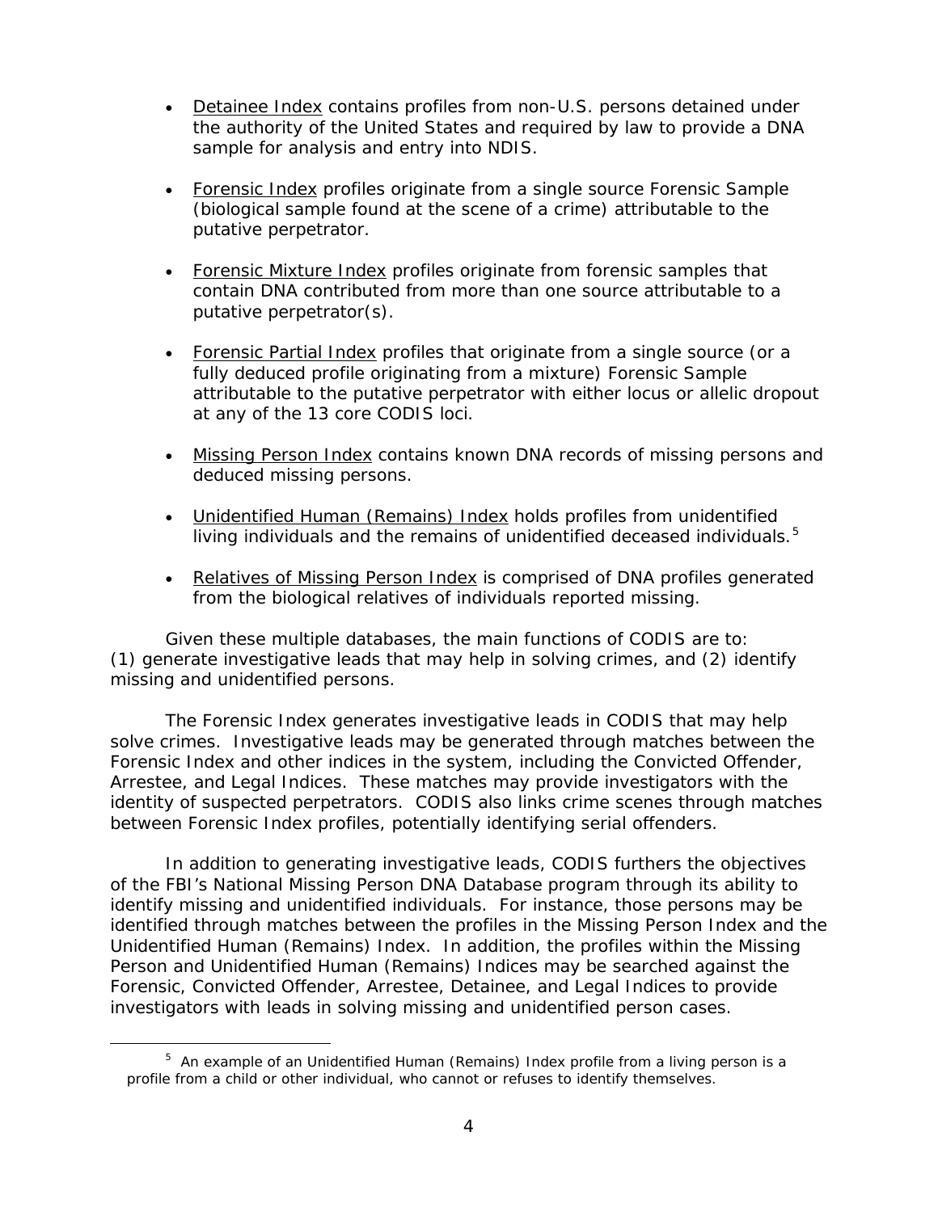- Detainee Index contains profiles from non-U.S. persons detained under the authority of the United States and required by law to provide a DNA sample for analysis and entry into NDIS.

- Forensic Index profiles originate from a single source Forensic Sample (biological sample found at the scene of a crime) attributable to the putative perpetrator.

- Forensic Mixture Index profiles originate from forensic samples that contain DNA contributed from more than one source attributable to a putative perpetrator(s).

- Forensic Partial Index profiles that originate from a single source (or a fully deduced profile originating from a mixture) Forensic Sample attributable to the putative perpetrator with either locus or allelic dropout at any of the 13 core CODIS loci.

- Missing Person Index contains known DNA records of missing persons and deduced missing persons.

- Unidentified Human (Remains) Index holds profiles from unidentified living individuals and the remains of unidentified deceased individuals.[5]

- Relatives of Missing Person Index is comprised of DNA profiles generated from the biological relatives of individuals reported missing.

Given these multiple databases, the main functions of CODIS are to: (1) generate investigative leads that may help in solving crimes, and (2) identify missing and unidentified persons.

The Forensic Index generates investigative leads in CODIS that may help solve crimes. Investigative leads may be generated through matches between the Forensic Index and other indices in the system, including the Convicted Offender, Arrestee, and Legal Indices. These matches may provide investigators with the identity of suspected perpetrators. CODIS also links crime scenes through matches between Forensic Index profiles, potentially identifying serial offenders.

In addition to generating investigative leads, CODIS furthers the objectives of the FBI's National Missing Person DNA Database program through its ability to identify missing and unidentified individuals. For instance, those persons may be identified through matches between the profiles in the Missing Person Index and the Unidentified Human (Remains) Index. In addition, the profiles within the Missing Person and Unidentified Human (Remains) Indices may be searched against the Forensic, Convicted Offender, Arrestee, Detainee, and Legal Indices to provide investigators with leads in solving missing and unidentified person cases.

[5] An example of an Unidentified Human (Remains) Index profile from a living person is a profile from a child or other individual, who cannot or refuses to identify themselves.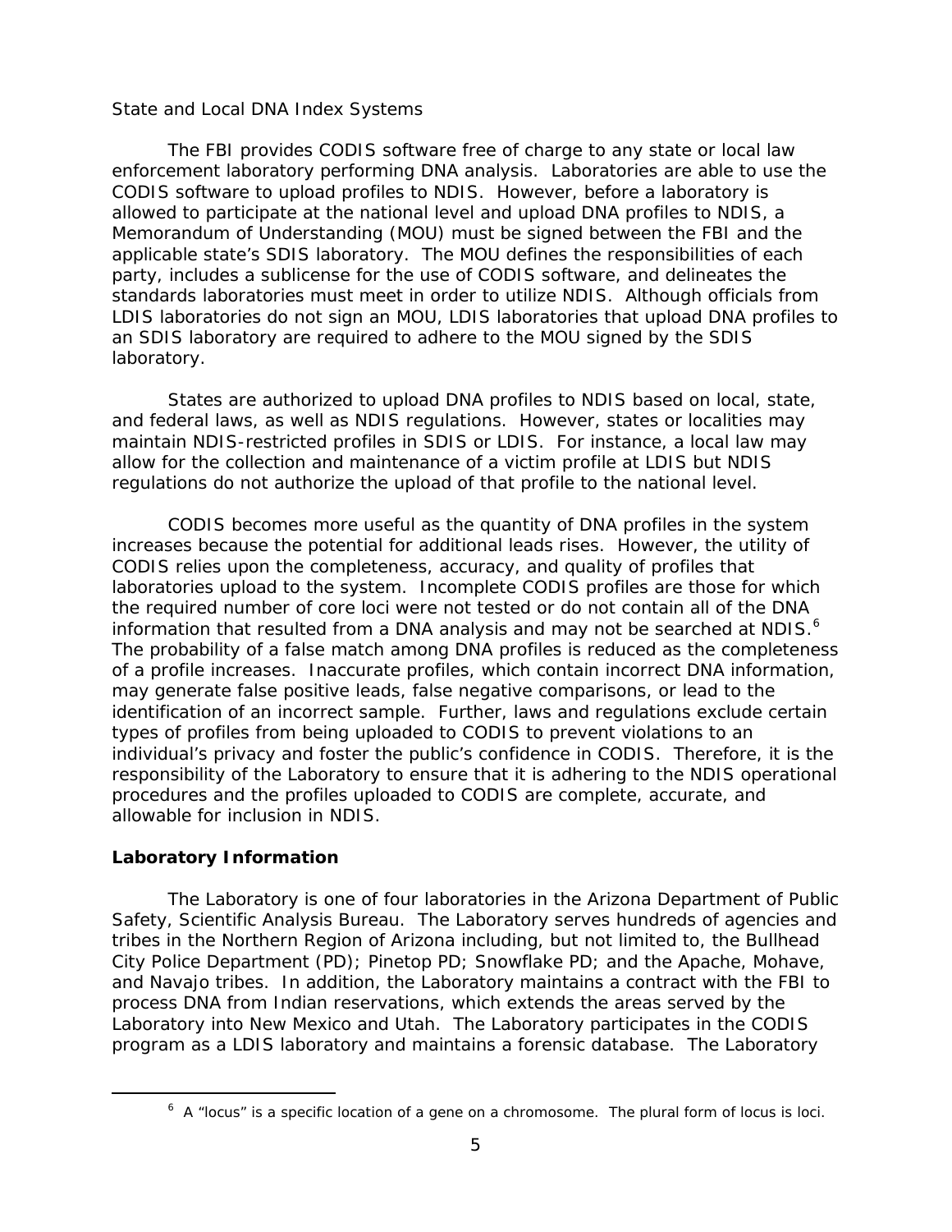State and Local DNA Index Systems

The FBI provides CODIS software free of charge to any state or local law enforcement laboratory performing DNA analysis. Laboratories are able to use the CODIS software to upload profiles to NDIS. However, before a laboratory is allowed to participate at the national level and upload DNA profiles to NDIS, a Memorandum of Understanding (MOU) must be signed between the FBI and the applicable state's SDIS laboratory. The MOU defines the responsibilities of each party, includes a sublicense for the use of CODIS software, and delineates the standards laboratories must meet in order to utilize NDIS. Although officials from LDIS laboratories do not sign an MOU, LDIS laboratories that upload DNA profiles to an SDIS laboratory are required to adhere to the MOU signed by the SDIS laboratory.

States are authorized to upload DNA profiles to NDIS based on local, state, and federal laws, as well as NDIS regulations. However, states or localities may maintain NDIS-restricted profiles in SDIS or LDIS. For instance, a local law may allow for the collection and maintenance of a victim profile at LDIS but NDIS regulations do not authorize the upload of that profile to the national level.

CODIS becomes more useful as the quantity of DNA profiles in the system increases because the potential for additional leads rises. However, the utility of CODIS relies upon the completeness, accuracy, and quality of profiles that laboratories upload to the system. Incomplete CODIS profiles are those for which the required number of core loci were not tested or do not contain all of the DNA information that resulted from a DNA analysis and may not be searched at NDIS.[6] The probability of a false match among DNA profiles is reduced as the completeness of a profile increases. Inaccurate profiles, which contain incorrect DNA information, may generate false positive leads, false negative comparisons, or lead to the identification of an incorrect sample. Further, laws and regulations exclude certain types of profiles from being uploaded to CODIS to prevent violations to an individual's privacy and foster the public's confidence in CODIS. Therefore, it is the responsibility of the Laboratory to ensure that it is adhering to the NDIS operational procedures and the profiles uploaded to CODIS are complete, accurate, and allowable for inclusion in NDIS.

**Laboratory Information**

The Laboratory is one of four laboratories in the Arizona Department of Public Safety, Scientific Analysis Bureau. The Laboratory serves hundreds of agencies and tribes in the Northern Region of Arizona including, but not limited to, the Bullhead City Police Department (PD); Pinetop PD; Snowflake PD; and the Apache, Mohave, and Navajo tribes. In addition, the Laboratory maintains a contract with the FBI to process DNA from Indian reservations, which extends the areas served by the Laboratory into New Mexico and Utah. The Laboratory participates in the CODIS program as a LDIS laboratory and maintains a forensic database. The Laboratory

[6] A "locus" is a specific location of a gene on a chromosome. The plural form of locus is loci.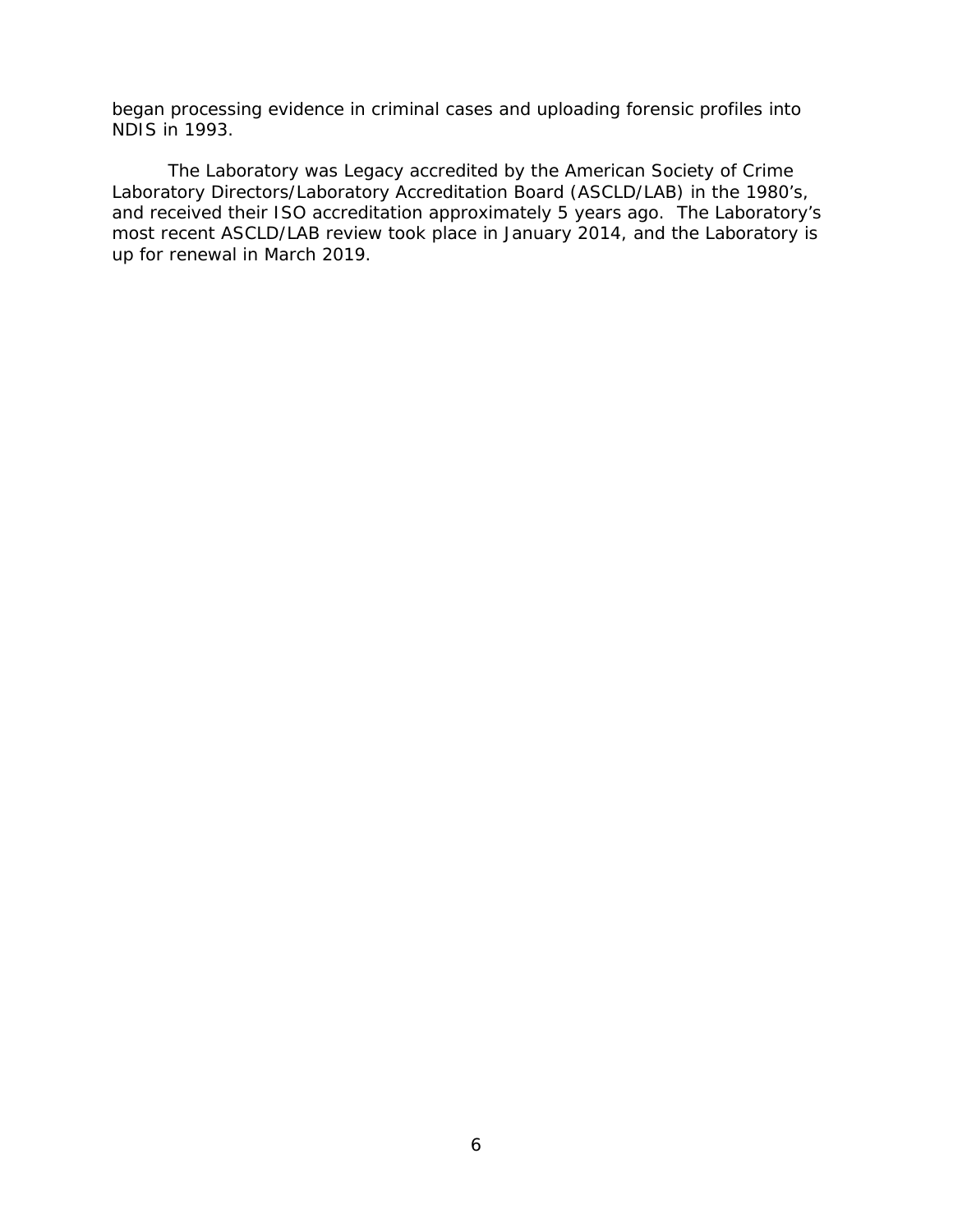began processing evidence in criminal cases and uploading forensic profiles into NDIS in 1993.

The Laboratory was Legacy accredited by the American Society of Crime Laboratory Directors/Laboratory Accreditation Board (ASCLD/LAB) in the 1980's, and received their ISO accreditation approximately 5 years ago. The Laboratory's most recent ASCLD/LAB review took place in January 2014, and the Laboratory is up for renewal in March 2019.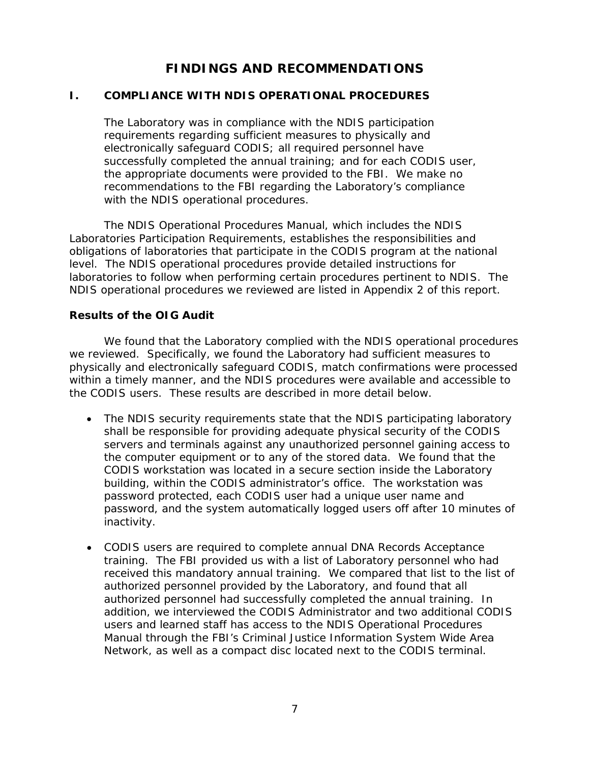# FINDINGS AND RECOMMENDATIONS

## I. COMPLIANCE WITH NDIS OPERATIONAL PROCEDURES

> The Laboratory was in compliance with the NDIS participation requirements regarding sufficient measures to physically and electronically safeguard CODIS; all required personnel have successfully completed the annual training; and for each CODIS user, the appropriate documents were provided to the FBI. We make no recommendations to the FBI regarding the Laboratory's compliance with the NDIS operational procedures.

The NDIS Operational Procedures Manual, which includes the NDIS Laboratories Participation Requirements, establishes the responsibilities and obligations of laboratories that participate in the CODIS program at the national level. The NDIS operational procedures provide detailed instructions for laboratories to follow when performing certain procedures pertinent to NDIS. The NDIS operational procedures we reviewed are listed in Appendix 2 of this report.

### Results of the OIG Audit

We found that the Laboratory complied with the NDIS operational procedures we reviewed. Specifically, we found the Laboratory had sufficient measures to physically and electronically safeguard CODIS, match confirmations were processed within a timely manner, and the NDIS procedures were available and accessible to the CODIS users. These results are described in more detail below.

- The NDIS security requirements state that the NDIS participating laboratory shall be responsible for providing adequate physical security of the CODIS servers and terminals against any unauthorized personnel gaining access to the computer equipment or to any of the stored data. We found that the CODIS workstation was located in a secure section inside the Laboratory building, within the CODIS administrator's office. The workstation was password protected, each CODIS user had a unique user name and password, and the system automatically logged users off after 10 minutes of inactivity.

- CODIS users are required to complete annual DNA Records Acceptance training. The FBI provided us with a list of Laboratory personnel who had received this mandatory annual training. We compared that list to the list of authorized personnel provided by the Laboratory, and found that all authorized personnel had successfully completed the annual training. In addition, we interviewed the CODIS Administrator and two additional CODIS users and learned staff has access to the NDIS Operational Procedures Manual through the FBI's Criminal Justice Information System Wide Area Network, as well as a compact disc located next to the CODIS terminal.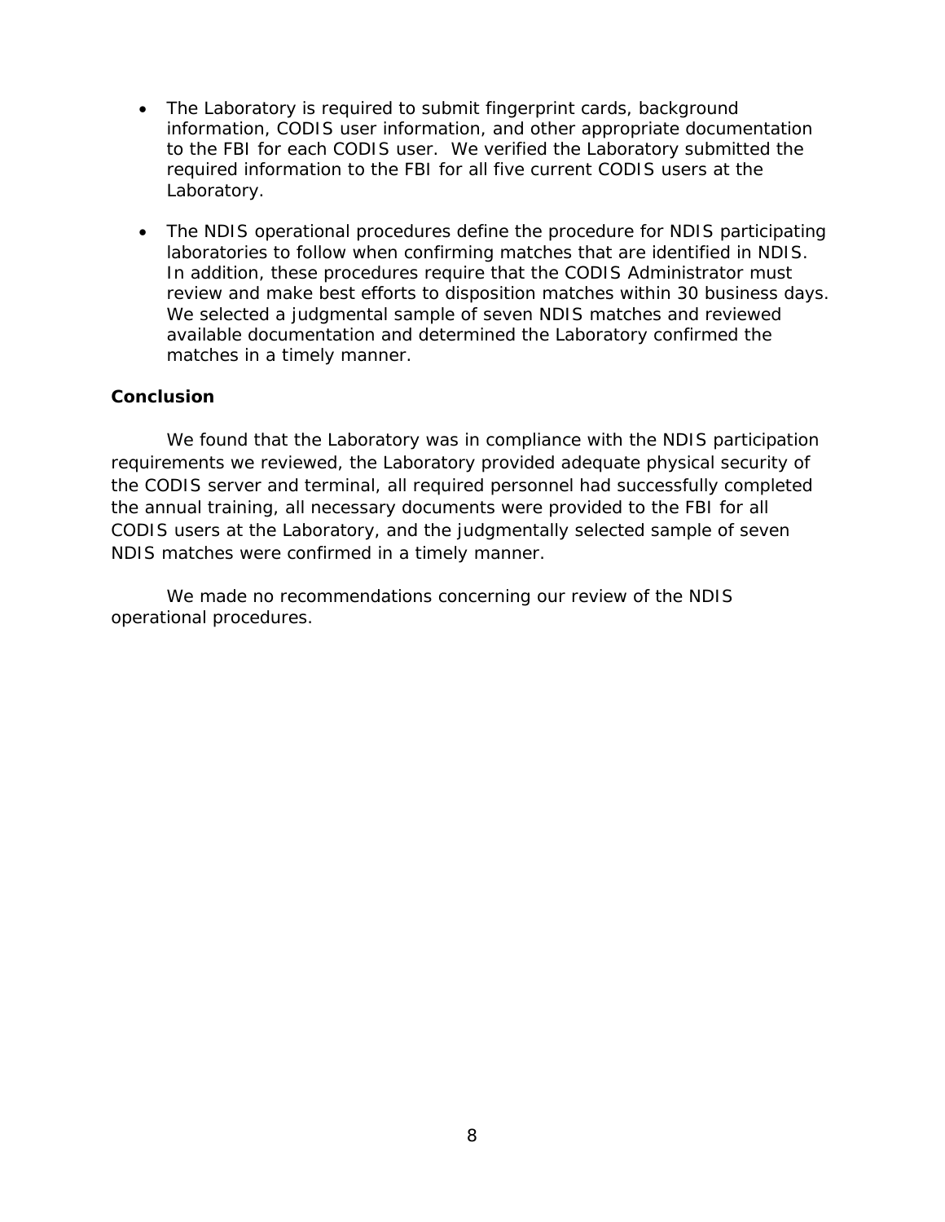- The Laboratory is required to submit fingerprint cards, background information, CODIS user information, and other appropriate documentation to the FBI for each CODIS user. We verified the Laboratory submitted the required information to the FBI for all five current CODIS users at the Laboratory.

- The NDIS operational procedures define the procedure for NDIS participating laboratories to follow when confirming matches that are identified in NDIS. In addition, these procedures require that the CODIS Administrator must review and make best efforts to disposition matches within 30 business days. We selected a judgmental sample of seven NDIS matches and reviewed available documentation and determined the Laboratory confirmed the matches in a timely manner.

### Conclusion

We found that the Laboratory was in compliance with the NDIS participation requirements we reviewed, the Laboratory provided adequate physical security of the CODIS server and terminal, all required personnel had successfully completed the annual training, all necessary documents were provided to the FBI for all CODIS users at the Laboratory, and the judgmentally selected sample of seven NDIS matches were confirmed in a timely manner.

We made no recommendations concerning our review of the NDIS operational procedures.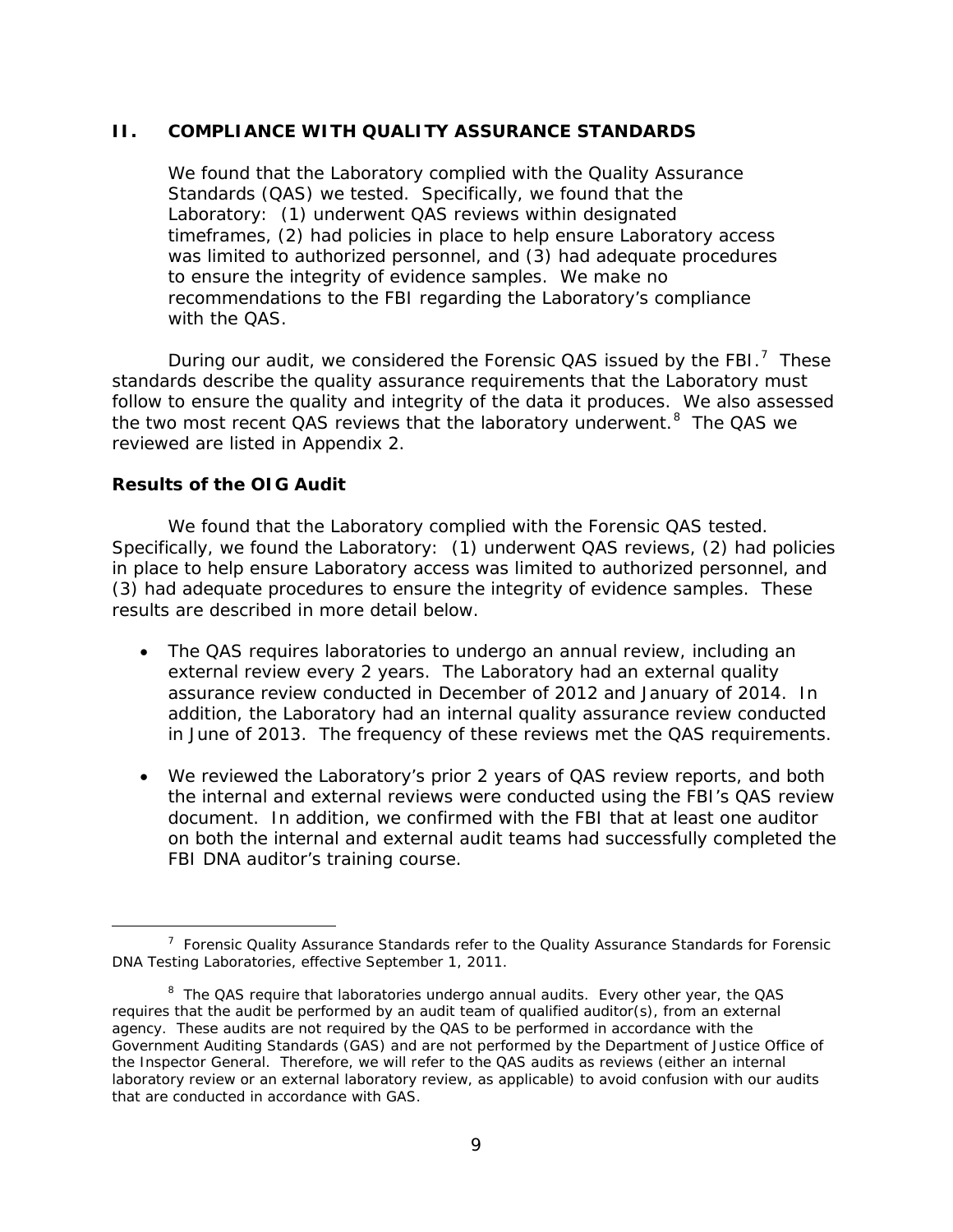## II. COMPLIANCE WITH QUALITY ASSURANCE STANDARDS

We found that the Laboratory complied with the Quality Assurance Standards (QAS) we tested. Specifically, we found that the Laboratory: (1) underwent QAS reviews within designated timeframes, (2) had policies in place to help ensure Laboratory access was limited to authorized personnel, and (3) had adequate procedures to ensure the integrity of evidence samples. We make no recommendations to the FBI regarding the Laboratory's compliance with the QAS.

During our audit, we considered the Forensic QAS issued by the FBI.[7] These standards describe the quality assurance requirements that the Laboratory must follow to ensure the quality and integrity of the data it produces. We also assessed the two most recent QAS reviews that the laboratory underwent.[8] The QAS we reviewed are listed in Appendix 2.

### Results of the OIG Audit

We found that the Laboratory complied with the Forensic QAS tested. Specifically, we found the Laboratory: (1) underwent QAS reviews, (2) had policies in place to help ensure Laboratory access was limited to authorized personnel, and (3) had adequate procedures to ensure the integrity of evidence samples. These results are described in more detail below.

- The QAS requires laboratories to undergo an annual review, including an external review every 2 years. The Laboratory had an external quality assurance review conducted in December of 2012 and January of 2014. In addition, the Laboratory had an internal quality assurance review conducted in June of 2013. The frequency of these reviews met the QAS requirements.
- We reviewed the Laboratory's prior 2 years of QAS review reports, and both the internal and external reviews were conducted using the FBI's QAS review document. In addition, we confirmed with the FBI that at least one auditor on both the internal and external audit teams had successfully completed the FBI DNA auditor's training course.

---

[7] Forensic Quality Assurance Standards refer to the Quality Assurance Standards for Forensic DNA Testing Laboratories, effective September 1, 2011.

[8] The QAS require that laboratories undergo annual audits. Every other year, the QAS requires that the audit be performed by an audit team of qualified auditor(s), from an external agency. These audits are not required by the QAS to be performed in accordance with the Government Auditing Standards (GAS) and are not performed by the Department of Justice Office of the Inspector General. Therefore, we will refer to the QAS audits as reviews (either an internal laboratory review or an external laboratory review, as applicable) to avoid confusion with our audits that are conducted in accordance with GAS.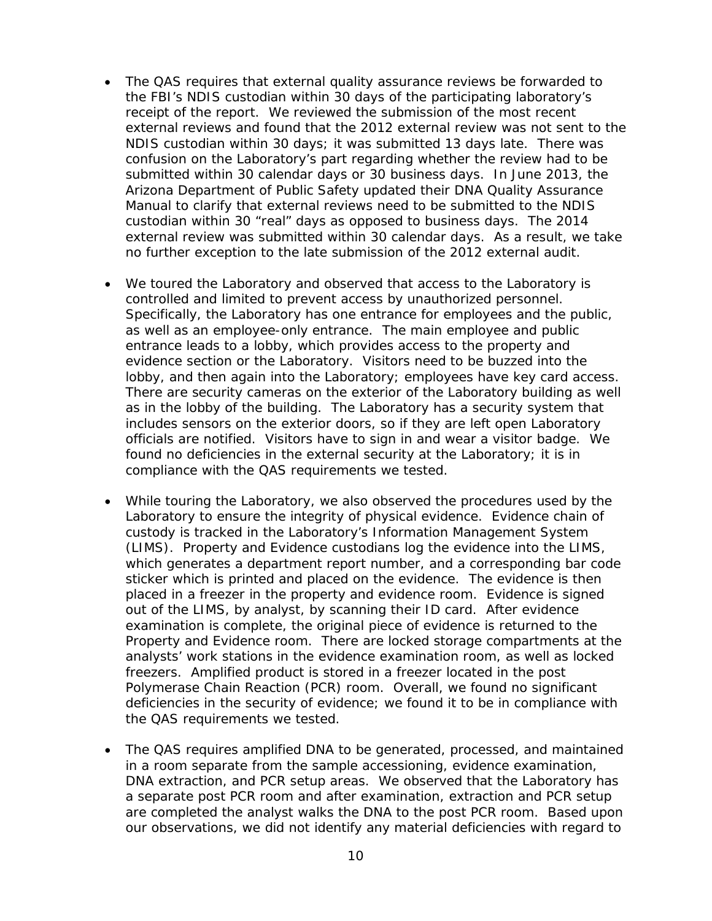- The QAS requires that external quality assurance reviews be forwarded to the FBI's NDIS custodian within 30 days of the participating laboratory's receipt of the report. We reviewed the submission of the most recent external reviews and found that the 2012 external review was not sent to the NDIS custodian within 30 days; it was submitted 13 days late. There was confusion on the Laboratory's part regarding whether the review had to be submitted within 30 calendar days or 30 business days. In June 2013, the Arizona Department of Public Safety updated their DNA Quality Assurance Manual to clarify that external reviews need to be submitted to the NDIS custodian within 30 "real" days as opposed to business days. The 2014 external review was submitted within 30 calendar days. As a result, we take no further exception to the late submission of the 2012 external audit.

- We toured the Laboratory and observed that access to the Laboratory is controlled and limited to prevent access by unauthorized personnel. Specifically, the Laboratory has one entrance for employees and the public, as well as an employee-only entrance. The main employee and public entrance leads to a lobby, which provides access to the property and evidence section or the Laboratory. Visitors need to be buzzed into the lobby, and then again into the Laboratory; employees have key card access. There are security cameras on the exterior of the Laboratory building as well as in the lobby of the building. The Laboratory has a security system that includes sensors on the exterior doors, so if they are left open Laboratory officials are notified. Visitors have to sign in and wear a visitor badge. We found no deficiencies in the external security at the Laboratory; it is in compliance with the QAS requirements we tested.

- While touring the Laboratory, we also observed the procedures used by the Laboratory to ensure the integrity of physical evidence. Evidence chain of custody is tracked in the Laboratory's Information Management System (LIMS). Property and Evidence custodians log the evidence into the LIMS, which generates a department report number, and a corresponding bar code sticker which is printed and placed on the evidence. The evidence is then placed in a freezer in the property and evidence room. Evidence is signed out of the LIMS, by analyst, by scanning their ID card. After evidence examination is complete, the original piece of evidence is returned to the Property and Evidence room. There are locked storage compartments at the analysts' work stations in the evidence examination room, as well as locked freezers. Amplified product is stored in a freezer located in the post Polymerase Chain Reaction (PCR) room. Overall, we found no significant deficiencies in the security of evidence; we found it to be in compliance with the QAS requirements we tested.

- The QAS requires amplified DNA to be generated, processed, and maintained in a room separate from the sample accessioning, evidence examination, DNA extraction, and PCR setup areas. We observed that the Laboratory has a separate post PCR room and after examination, extraction and PCR setup are completed the analyst walks the DNA to the post PCR room. Based upon our observations, we did not identify any material deficiencies with regard to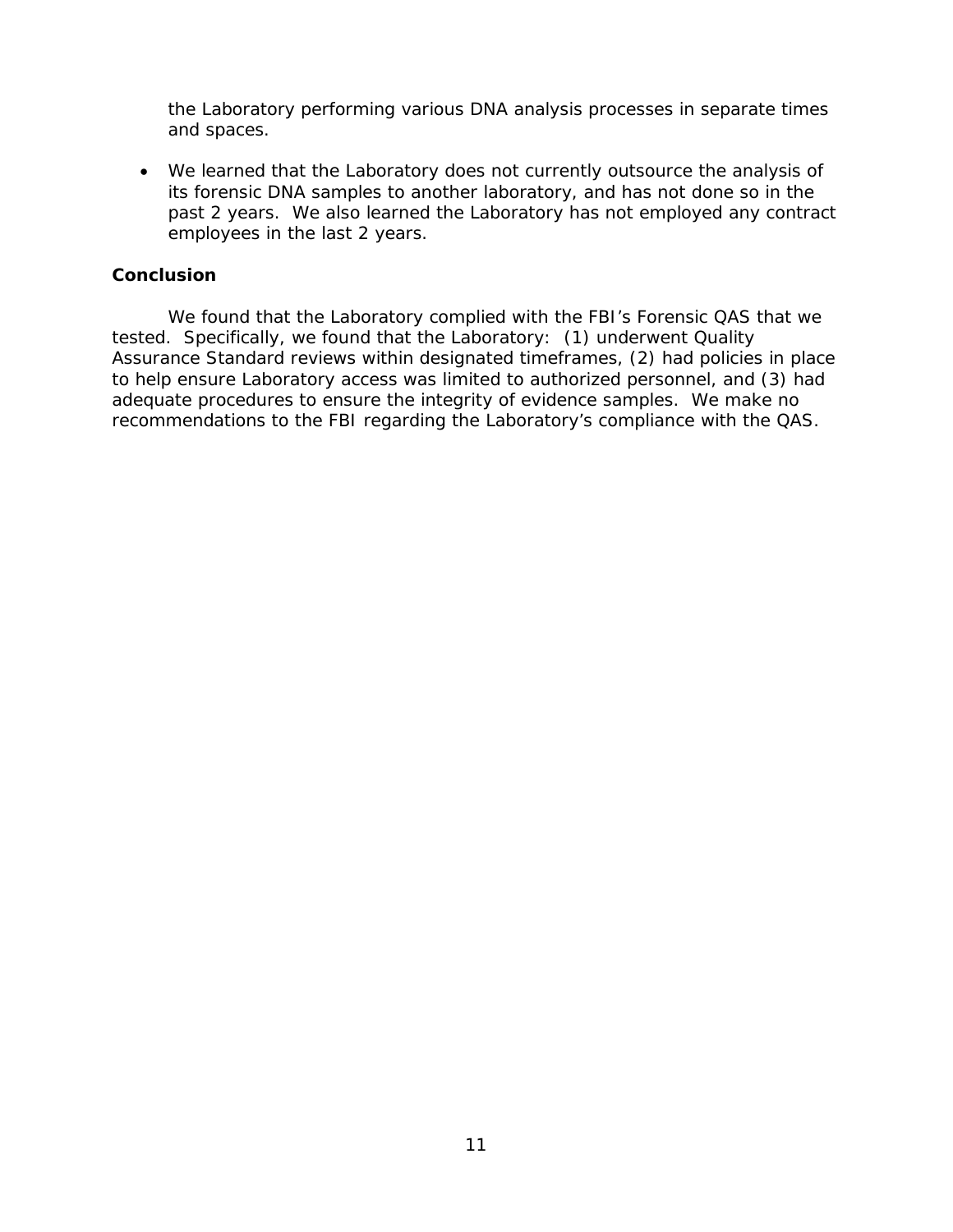the Laboratory performing various DNA analysis processes in separate times and spaces.

- We learned that the Laboratory does not currently outsource the analysis of its forensic DNA samples to another laboratory, and has not done so in the past 2 years. We also learned the Laboratory has not employed any contract employees in the last 2 years.

## Conclusion

We found that the Laboratory complied with the FBI's Forensic QAS that we tested. Specifically, we found that the Laboratory: (1) underwent Quality Assurance Standard reviews within designated timeframes, (2) had policies in place to help ensure Laboratory access was limited to authorized personnel, and (3) had adequate procedures to ensure the integrity of evidence samples. We make no recommendations to the FBI regarding the Laboratory's compliance with the QAS.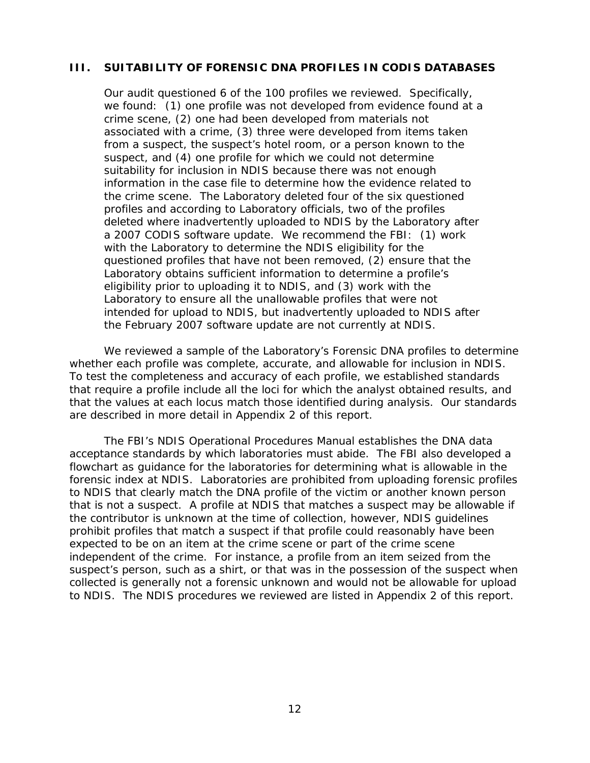## III. SUITABILITY OF FORENSIC DNA PROFILES IN CODIS DATABASES

> Our audit questioned 6 of the 100 profiles we reviewed. Specifically, we found: (1) one profile was not developed from evidence found at a crime scene, (2) one had been developed from materials not associated with a crime, (3) three were developed from items taken from a suspect, the suspect's hotel room, or a person known to the suspect, and (4) one profile for which we could not determine suitability for inclusion in NDIS because there was not enough information in the case file to determine how the evidence related to the crime scene. The Laboratory deleted four of the six questioned profiles and according to Laboratory officials, two of the profiles deleted where inadvertently uploaded to NDIS by the Laboratory after a 2007 CODIS software update. We recommend the FBI: (1) work with the Laboratory to determine the NDIS eligibility for the questioned profiles that have not been removed, (2) ensure that the Laboratory obtains sufficient information to determine a profile's eligibility prior to uploading it to NDIS, and (3) work with the Laboratory to ensure all the unallowable profiles that were not intended for upload to NDIS, but inadvertently uploaded to NDIS after the February 2007 software update are not currently at NDIS.

We reviewed a sample of the Laboratory's Forensic DNA profiles to determine whether each profile was complete, accurate, and allowable for inclusion in NDIS. To test the completeness and accuracy of each profile, we established standards that require a profile include all the loci for which the analyst obtained results, and that the values at each locus match those identified during analysis. Our standards are described in more detail in Appendix 2 of this report.

The FBI's NDIS Operational Procedures Manual establishes the DNA data acceptance standards by which laboratories must abide. The FBI also developed a flowchart as guidance for the laboratories for determining what is allowable in the forensic index at NDIS. Laboratories are prohibited from uploading forensic profiles to NDIS that clearly match the DNA profile of the victim or another known person that is not a suspect. A profile at NDIS that matches a suspect may be allowable if the contributor is unknown at the time of collection, however, NDIS guidelines prohibit profiles that match a suspect if that profile could reasonably have been expected to be on an item at the crime scene or part of the crime scene independent of the crime. For instance, a profile from an item seized from the suspect's person, such as a shirt, or that was in the possession of the suspect when collected is generally not a forensic unknown and would not be allowable for upload to NDIS. The NDIS procedures we reviewed are listed in Appendix 2 of this report.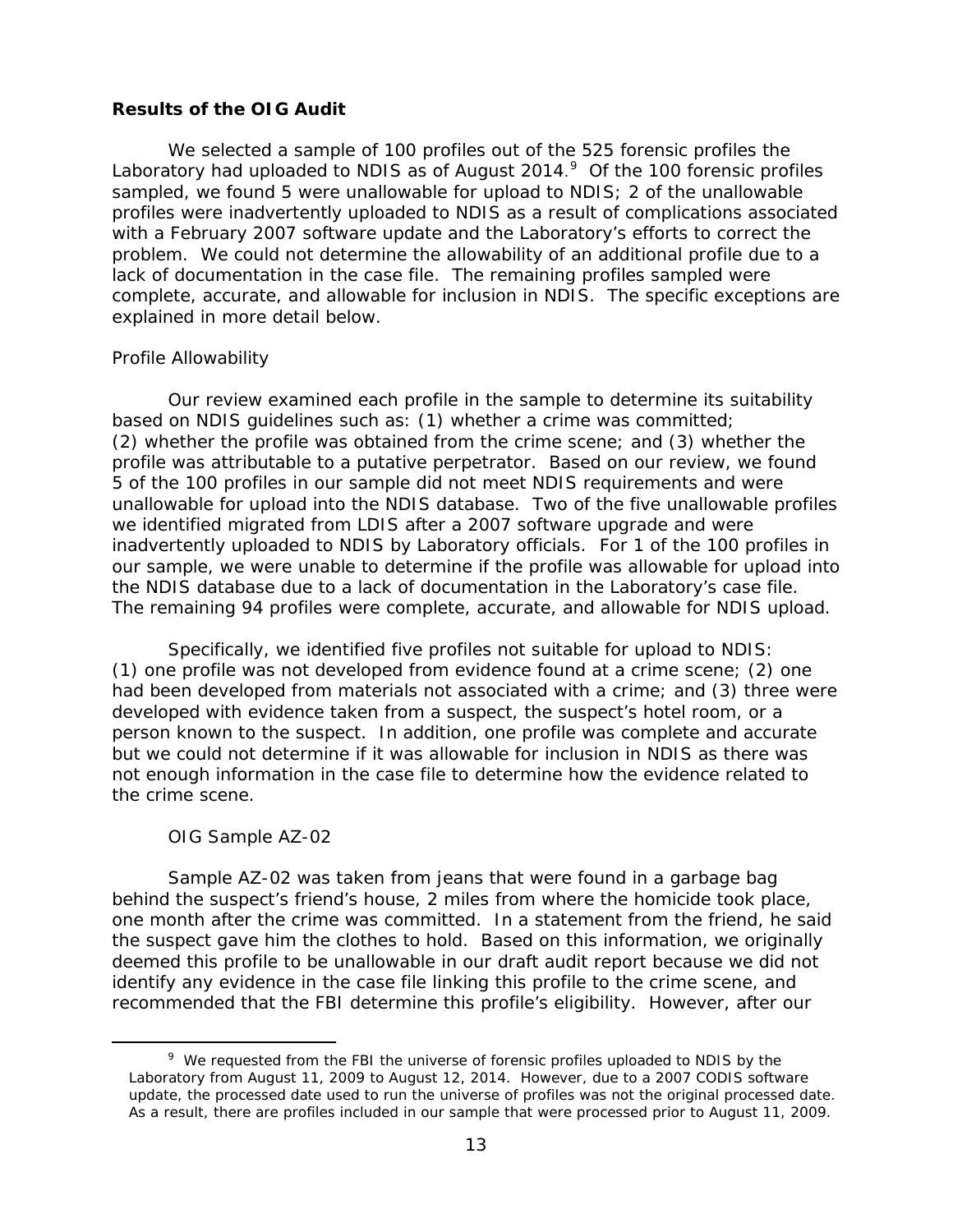**Results of the OIG Audit**

We selected a sample of 100 profiles out of the 525 forensic profiles the Laboratory had uploaded to NDIS as of August 2014.[9] Of the 100 forensic profiles sampled, we found 5 were unallowable for upload to NDIS; 2 of the unallowable profiles were inadvertently uploaded to NDIS as a result of complications associated with a February 2007 software update and the Laboratory's efforts to correct the problem. We could not determine the allowability of an additional profile due to a lack of documentation in the case file. The remaining profiles sampled were complete, accurate, and allowable for inclusion in NDIS. The specific exceptions are explained in more detail below.

Profile Allowability

Our review examined each profile in the sample to determine its suitability based on NDIS guidelines such as: (1) whether a crime was committed; (2) whether the profile was obtained from the crime scene; and (3) whether the profile was attributable to a putative perpetrator. Based on our review, we found 5 of the 100 profiles in our sample did not meet NDIS requirements and were unallowable for upload into the NDIS database. Two of the five unallowable profiles we identified migrated from LDIS after a 2007 software upgrade and were inadvertently uploaded to NDIS by Laboratory officials. For 1 of the 100 profiles in our sample, we were unable to determine if the profile was allowable for upload into the NDIS database due to a lack of documentation in the Laboratory's case file. The remaining 94 profiles were complete, accurate, and allowable for NDIS upload.

Specifically, we identified five profiles not suitable for upload to NDIS: (1) one profile was not developed from evidence found at a crime scene; (2) one had been developed from materials not associated with a crime; and (3) three were developed with evidence taken from a suspect, the suspect's hotel room, or a person known to the suspect. In addition, one profile was complete and accurate but we could not determine if it was allowable for inclusion in NDIS as there was not enough information in the case file to determine how the evidence related to the crime scene.

OIG Sample AZ-02

Sample AZ-02 was taken from jeans that were found in a garbage bag behind the suspect's friend's house, 2 miles from where the homicide took place, one month after the crime was committed. In a statement from the friend, he said the suspect gave him the clothes to hold. Based on this information, we originally deemed this profile to be unallowable in our draft audit report because we did not identify any evidence in the case file linking this profile to the crime scene, and recommended that the FBI determine this profile's eligibility. However, after our

[9] We requested from the FBI the universe of forensic profiles uploaded to NDIS by the Laboratory from August 11, 2009 to August 12, 2014. However, due to a 2007 CODIS software update, the processed date used to run the universe of profiles was not the original processed date. As a result, there are profiles included in our sample that were processed prior to August 11, 2009.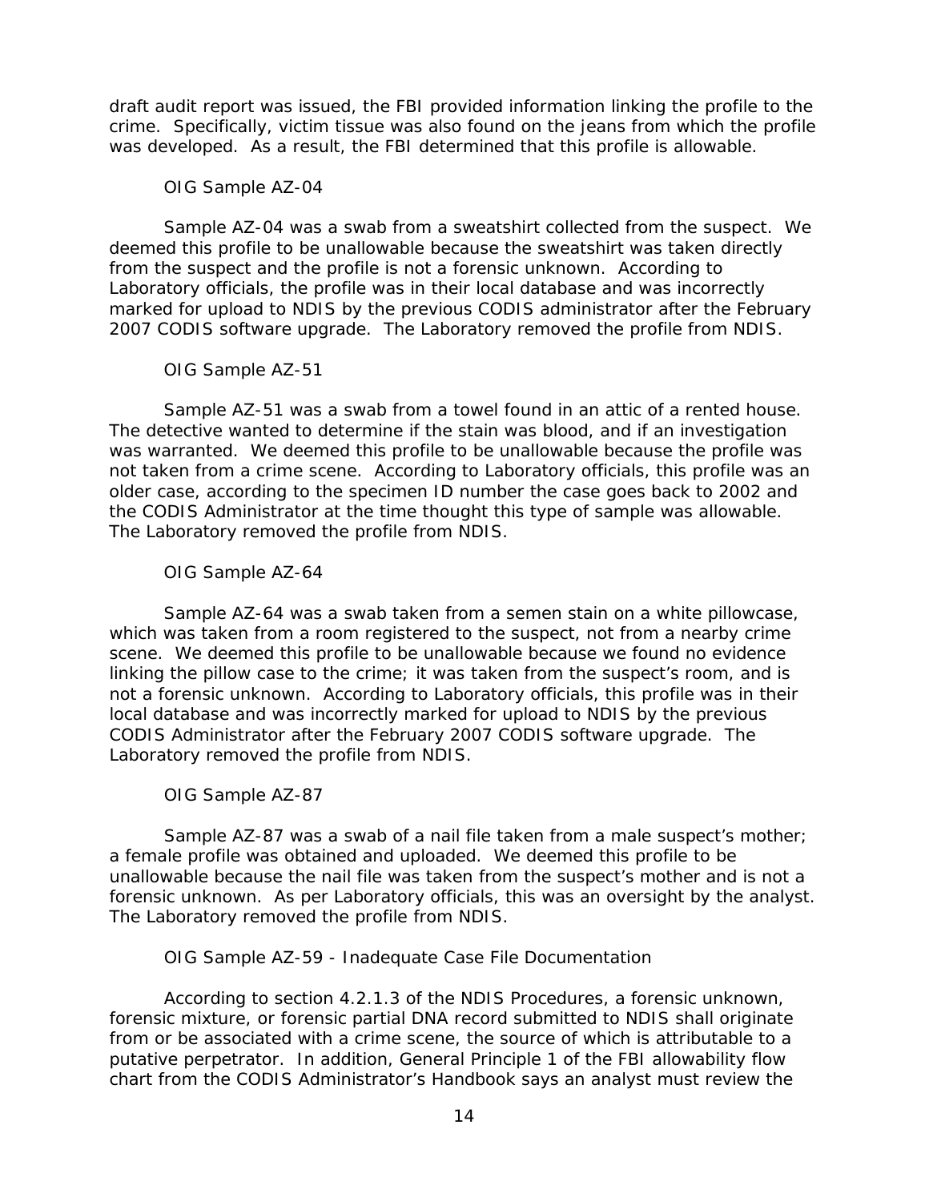draft audit report was issued, the FBI provided information linking the profile to the crime. Specifically, victim tissue was also found on the jeans from which the profile was developed. As a result, the FBI determined that this profile is allowable.

OIG Sample AZ-04

Sample AZ-04 was a swab from a sweatshirt collected from the suspect. We deemed this profile to be unallowable because the sweatshirt was taken directly from the suspect and the profile is not a forensic unknown. According to Laboratory officials, the profile was in their local database and was incorrectly marked for upload to NDIS by the previous CODIS administrator after the February 2007 CODIS software upgrade. The Laboratory removed the profile from NDIS.

OIG Sample AZ-51

Sample AZ-51 was a swab from a towel found in an attic of a rented house. The detective wanted to determine if the stain was blood, and if an investigation was warranted. We deemed this profile to be unallowable because the profile was not taken from a crime scene. According to Laboratory officials, this profile was an older case, according to the specimen ID number the case goes back to 2002 and the CODIS Administrator at the time thought this type of sample was allowable. The Laboratory removed the profile from NDIS.

OIG Sample AZ-64

Sample AZ-64 was a swab taken from a semen stain on a white pillowcase, which was taken from a room registered to the suspect, not from a nearby crime scene. We deemed this profile to be unallowable because we found no evidence linking the pillow case to the crime; it was taken from the suspect's room, and is not a forensic unknown. According to Laboratory officials, this profile was in their local database and was incorrectly marked for upload to NDIS by the previous CODIS Administrator after the February 2007 CODIS software upgrade. The Laboratory removed the profile from NDIS.

OIG Sample AZ-87

Sample AZ-87 was a swab of a nail file taken from a male suspect's mother; a female profile was obtained and uploaded. We deemed this profile to be unallowable because the nail file was taken from the suspect's mother and is not a forensic unknown. As per Laboratory officials, this was an oversight by the analyst. The Laboratory removed the profile from NDIS.

OIG Sample AZ-59 - Inadequate Case File Documentation

According to section 4.2.1.3 of the NDIS Procedures, a forensic unknown, forensic mixture, or forensic partial DNA record submitted to NDIS shall originate from or be associated with a crime scene, the source of which is attributable to a putative perpetrator. In addition, General Principle 1 of the FBI allowability flow chart from the CODIS Administrator's Handbook says an analyst must review the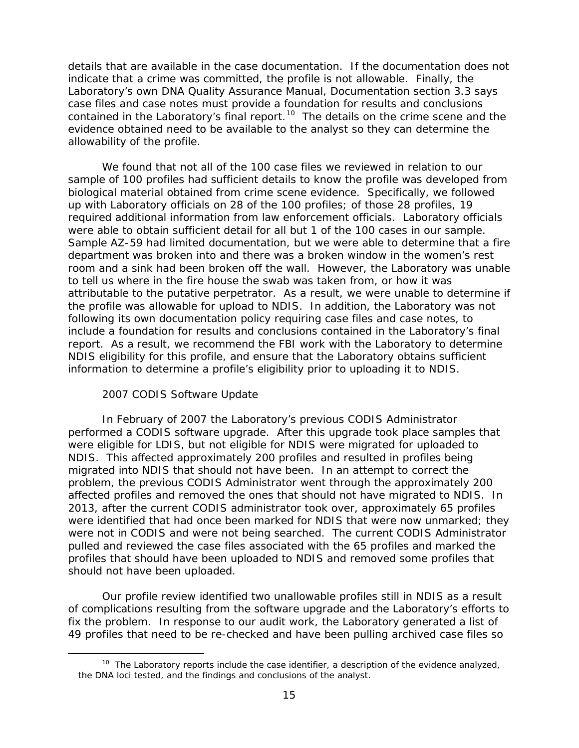details that are available in the case documentation. If the documentation does not indicate that a crime was committed, the profile is not allowable. Finally, the Laboratory's own DNA Quality Assurance Manual, Documentation section 3.3 says case files and case notes must provide a foundation for results and conclusions contained in the Laboratory's final report.[10] The details on the crime scene and the evidence obtained need to be available to the analyst so they can determine the allowability of the profile.

We found that not all of the 100 case files we reviewed in relation to our sample of 100 profiles had sufficient details to know the profile was developed from biological material obtained from crime scene evidence. Specifically, we followed up with Laboratory officials on 28 of the 100 profiles; of those 28 profiles, 19 required additional information from law enforcement officials. Laboratory officials were able to obtain sufficient detail for all but 1 of the 100 cases in our sample. Sample AZ-59 had limited documentation, but we were able to determine that a fire department was broken into and there was a broken window in the women's rest room and a sink had been broken off the wall. However, the Laboratory was unable to tell us where in the fire house the swab was taken from, or how it was attributable to the putative perpetrator. As a result, we were unable to determine if the profile was allowable for upload to NDIS. In addition, the Laboratory was not following its own documentation policy requiring case files and case notes, to include a foundation for results and conclusions contained in the Laboratory's final report. As a result, we recommend the FBI work with the Laboratory to determine NDIS eligibility for this profile, and ensure that the Laboratory obtains sufficient information to determine a profile's eligibility prior to uploading it to NDIS.

*2007 CODIS Software Update*

In February of 2007 the Laboratory's previous CODIS Administrator performed a CODIS software upgrade. After this upgrade took place samples that were eligible for LDIS, but not eligible for NDIS were migrated for uploaded to NDIS. This affected approximately 200 profiles and resulted in profiles being migrated into NDIS that should not have been. In an attempt to correct the problem, the previous CODIS Administrator went through the approximately 200 affected profiles and removed the ones that should not have migrated to NDIS. In 2013, after the current CODIS administrator took over, approximately 65 profiles were identified that had once been marked for NDIS that were now unmarked; they were not in CODIS and were not being searched. The current CODIS Administrator pulled and reviewed the case files associated with the 65 profiles and marked the profiles that should have been uploaded to NDIS and removed some profiles that should not have been uploaded.

Our profile review identified two unallowable profiles still in NDIS as a result of complications resulting from the software upgrade and the Laboratory's efforts to fix the problem. In response to our audit work, the Laboratory generated a list of 49 profiles that need to be re-checked and have been pulling archived case files so

[10] The Laboratory reports include the case identifier, a description of the evidence analyzed, the DNA loci tested, and the findings and conclusions of the analyst.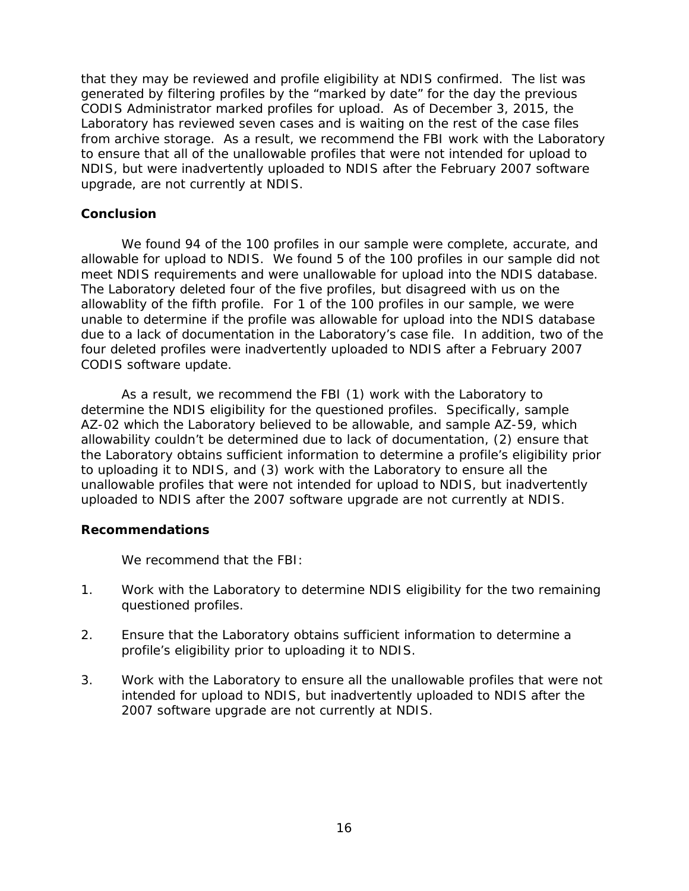that they may be reviewed and profile eligibility at NDIS confirmed. The list was generated by filtering profiles by the "marked by date" for the day the previous CODIS Administrator marked profiles for upload. As of December 3, 2015, the Laboratory has reviewed seven cases and is waiting on the rest of the case files from archive storage. As a result, we recommend the FBI work with the Laboratory to ensure that all of the unallowable profiles that were not intended for upload to NDIS, but were inadvertently uploaded to NDIS after the February 2007 software upgrade, are not currently at NDIS.

**Conclusion**

We found 94 of the 100 profiles in our sample were complete, accurate, and allowable for upload to NDIS. We found 5 of the 100 profiles in our sample did not meet NDIS requirements and were unallowable for upload into the NDIS database. The Laboratory deleted four of the five profiles, but disagreed with us on the allowablity of the fifth profile. For 1 of the 100 profiles in our sample, we were unable to determine if the profile was allowable for upload into the NDIS database due to a lack of documentation in the Laboratory's case file. In addition, two of the four deleted profiles were inadvertently uploaded to NDIS after a February 2007 CODIS software update.

As a result, we recommend the FBI (1) work with the Laboratory to determine the NDIS eligibility for the questioned profiles. Specifically, sample AZ-02 which the Laboratory believed to be allowable, and sample AZ-59, which allowability couldn't be determined due to lack of documentation, (2) ensure that the Laboratory obtains sufficient information to determine a profile's eligibility prior to uploading it to NDIS, and (3) work with the Laboratory to ensure all the unallowable profiles that were not intended for upload to NDIS, but inadvertently uploaded to NDIS after the 2007 software upgrade are not currently at NDIS.

**Recommendations**

We recommend that the FBI:

1. Work with the Laboratory to determine NDIS eligibility for the two remaining questioned profiles.

2. Ensure that the Laboratory obtains sufficient information to determine a profile's eligibility prior to uploading it to NDIS.

3. Work with the Laboratory to ensure all the unallowable profiles that were not intended for upload to NDIS, but inadvertently uploaded to NDIS after the 2007 software upgrade are not currently at NDIS.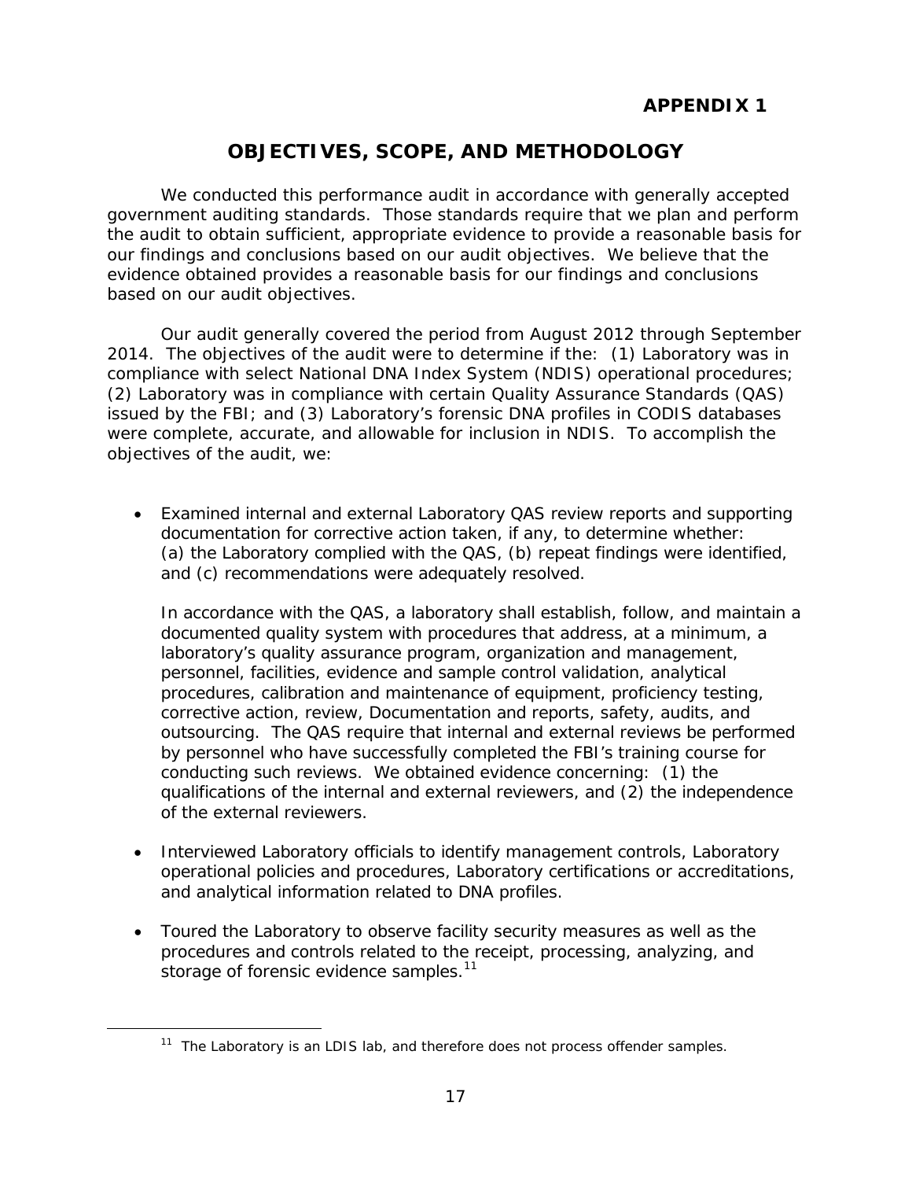**APPENDIX 1**

## OBJECTIVES, SCOPE, AND METHODOLOGY

We conducted this performance audit in accordance with generally accepted government auditing standards. Those standards require that we plan and perform the audit to obtain sufficient, appropriate evidence to provide a reasonable basis for our findings and conclusions based on our audit objectives. We believe that the evidence obtained provides a reasonable basis for our findings and conclusions based on our audit objectives.

Our audit generally covered the period from August 2012 through September 2014. The objectives of the audit were to determine if the: (1) Laboratory was in compliance with select National DNA Index System (NDIS) operational procedures; (2) Laboratory was in compliance with certain Quality Assurance Standards (QAS) issued by the FBI; and (3) Laboratory's forensic DNA profiles in CODIS databases were complete, accurate, and allowable for inclusion in NDIS. To accomplish the objectives of the audit, we:

- Examined internal and external Laboratory QAS review reports and supporting documentation for corrective action taken, if any, to determine whether: (a) the Laboratory complied with the QAS, (b) repeat findings were identified, and (c) recommendations were adequately resolved.

  In accordance with the QAS, a laboratory shall establish, follow, and maintain a documented quality system with procedures that address, at a minimum, a laboratory's quality assurance program, organization and management, personnel, facilities, evidence and sample control validation, analytical procedures, calibration and maintenance of equipment, proficiency testing, corrective action, review, Documentation and reports, safety, audits, and outsourcing. The QAS require that internal and external reviews be performed by personnel who have successfully completed the FBI's training course for conducting such reviews. We obtained evidence concerning: (1) the qualifications of the internal and external reviewers, and (2) the independence of the external reviewers.

- Interviewed Laboratory officials to identify management controls, Laboratory operational policies and procedures, Laboratory certifications or accreditations, and analytical information related to DNA profiles.

- Toured the Laboratory to observe facility security measures as well as the procedures and controls related to the receipt, processing, analyzing, and storage of forensic evidence samples.[11]

---

[11] The Laboratory is an LDIS lab, and therefore does not process offender samples.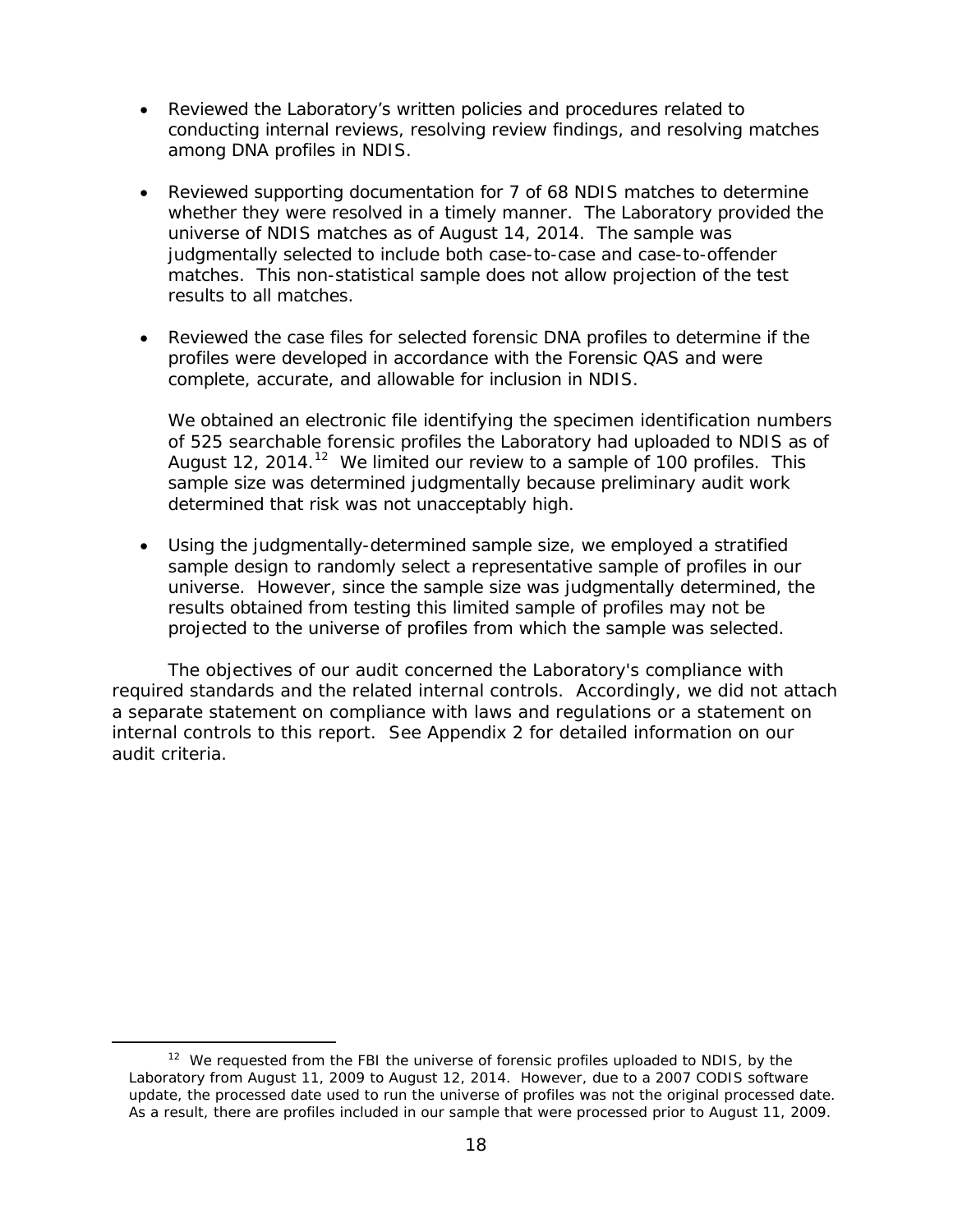- Reviewed the Laboratory's written policies and procedures related to conducting internal reviews, resolving review findings, and resolving matches among DNA profiles in NDIS.

- Reviewed supporting documentation for 7 of 68 NDIS matches to determine whether they were resolved in a timely manner. The Laboratory provided the universe of NDIS matches as of August 14, 2014. The sample was judgmentally selected to include both case-to-case and case-to-offender matches. This non-statistical sample does not allow projection of the test results to all matches.

- Reviewed the case files for selected forensic DNA profiles to determine if the profiles were developed in accordance with the Forensic QAS and were complete, accurate, and allowable for inclusion in NDIS.

  We obtained an electronic file identifying the specimen identification numbers of 525 searchable forensic profiles the Laboratory had uploaded to NDIS as of August 12, 2014.[12] We limited our review to a sample of 100 profiles. This sample size was determined judgmentally because preliminary audit work determined that risk was not unacceptably high.

- Using the judgmentally-determined sample size, we employed a stratified sample design to randomly select a representative sample of profiles in our universe. However, since the sample size was judgmentally determined, the results obtained from testing this limited sample of profiles may not be projected to the universe of profiles from which the sample was selected.

The objectives of our audit concerned the Laboratory's compliance with required standards and the related internal controls. Accordingly, we did not attach a separate statement on compliance with laws and regulations or a statement on internal controls to this report. See Appendix 2 for detailed information on our audit criteria.

[12] We requested from the FBI the universe of forensic profiles uploaded to NDIS, by the Laboratory from August 11, 2009 to August 12, 2014. However, due to a 2007 CODIS software update, the processed date used to run the universe of profiles was not the original processed date. As a result, there are profiles included in our sample that were processed prior to August 11, 2009.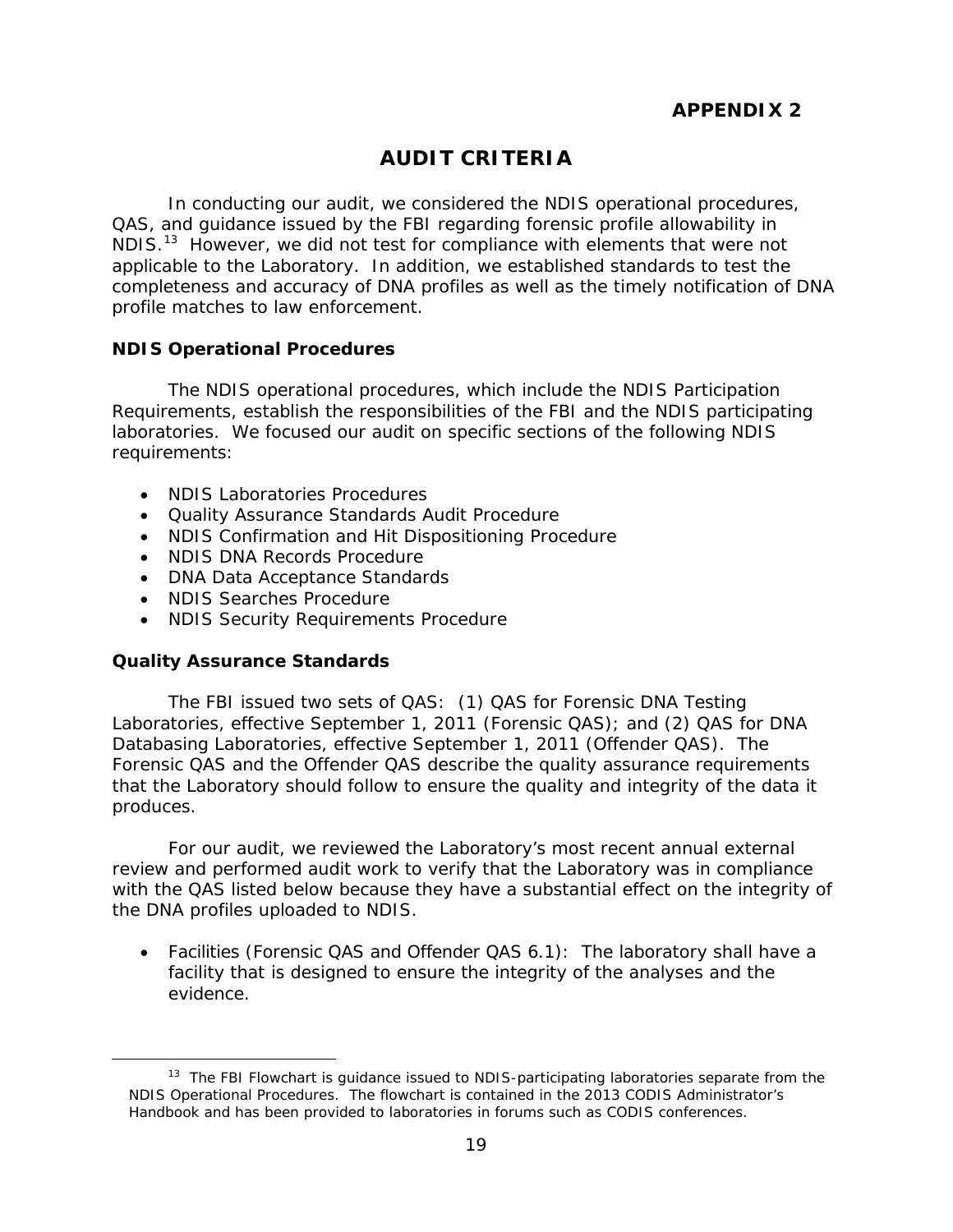**APPENDIX 2**

# AUDIT CRITERIA

In conducting our audit, we considered the NDIS operational procedures, QAS, and guidance issued by the FBI regarding forensic profile allowability in NDIS.[13] However, we did not test for compliance with elements that were not applicable to the Laboratory. In addition, we established standards to test the completeness and accuracy of DNA profiles as well as the timely notification of DNA profile matches to law enforcement.

## NDIS Operational Procedures

The NDIS operational procedures, which include the NDIS Participation Requirements, establish the responsibilities of the FBI and the NDIS participating laboratories. We focused our audit on specific sections of the following NDIS requirements:

- NDIS Laboratories Procedures
- Quality Assurance Standards Audit Procedure
- NDIS Confirmation and Hit Dispositioning Procedure
- NDIS DNA Records Procedure
- DNA Data Acceptance Standards
- NDIS Searches Procedure
- NDIS Security Requirements Procedure

## Quality Assurance Standards

The FBI issued two sets of QAS: (1) QAS for Forensic DNA Testing Laboratories, effective September 1, 2011 (Forensic QAS); and (2) QAS for DNA Databasing Laboratories, effective September 1, 2011 (Offender QAS). The Forensic QAS and the Offender QAS describe the quality assurance requirements that the Laboratory should follow to ensure the quality and integrity of the data it produces.

For our audit, we reviewed the Laboratory's most recent annual external review and performed audit work to verify that the Laboratory was in compliance with the QAS listed below because they have a substantial effect on the integrity of the DNA profiles uploaded to NDIS.

- Facilities (Forensic QAS and Offender QAS 6.1): The laboratory shall have a facility that is designed to ensure the integrity of the analyses and the evidence.

---

[13] The FBI Flowchart is guidance issued to NDIS-participating laboratories separate from the NDIS Operational Procedures. The flowchart is contained in the 2013 CODIS Administrator's Handbook and has been provided to laboratories in forums such as CODIS conferences.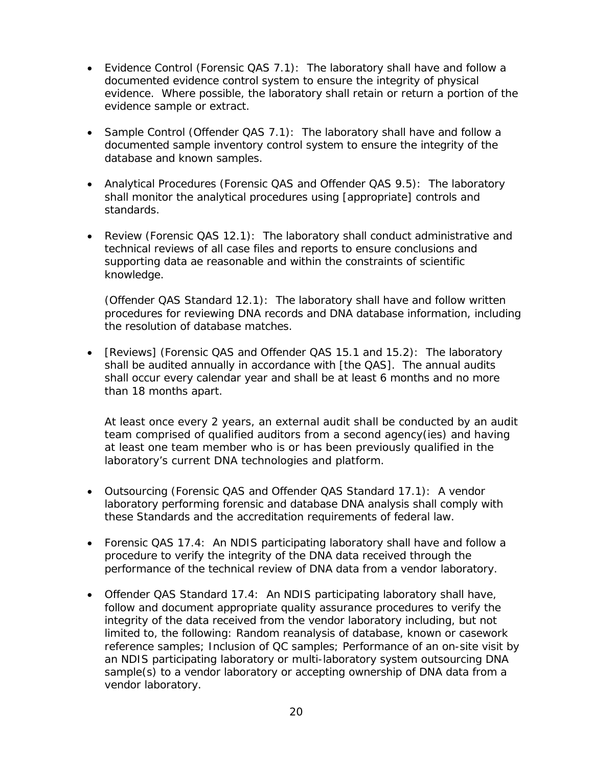- Evidence Control (Forensic QAS 7.1): The laboratory shall have and follow a documented evidence control system to ensure the integrity of physical evidence. Where possible, the laboratory shall retain or return a portion of the evidence sample or extract.

- Sample Control (Offender QAS 7.1): The laboratory shall have and follow a documented sample inventory control system to ensure the integrity of the database and known samples.

- Analytical Procedures (Forensic QAS and Offender QAS 9.5): The laboratory shall monitor the analytical procedures using [appropriate] controls and standards.

- Review (Forensic QAS 12.1): The laboratory shall conduct administrative and technical reviews of all case files and reports to ensure conclusions and supporting data ae reasonable and within the constraints of scientific knowledge.

  (Offender QAS Standard 12.1): The laboratory shall have and follow written procedures for reviewing DNA records and DNA database information, including the resolution of database matches.

- [Reviews] (Forensic QAS and Offender QAS 15.1 and 15.2): The laboratory shall be audited annually in accordance with [the QAS]. The annual audits shall occur every calendar year and shall be at least 6 months and no more than 18 months apart.

  At least once every 2 years, an external audit shall be conducted by an audit team comprised of qualified auditors from a second agency(ies) and having at least one team member who is or has been previously qualified in the laboratory's current DNA technologies and platform.

- Outsourcing (Forensic QAS and Offender QAS Standard 17.1): A vendor laboratory performing forensic and database DNA analysis shall comply with these Standards and the accreditation requirements of federal law.

- Forensic QAS 17.4: An NDIS participating laboratory shall have and follow a procedure to verify the integrity of the DNA data received through the performance of the technical review of DNA data from a vendor laboratory.

- Offender QAS Standard 17.4: An NDIS participating laboratory shall have, follow and document appropriate quality assurance procedures to verify the integrity of the data received from the vendor laboratory including, but not limited to, the following: Random reanalysis of database, known or casework reference samples; Inclusion of QC samples; Performance of an on-site visit by an NDIS participating laboratory or multi-laboratory system outsourcing DNA sample(s) to a vendor laboratory or accepting ownership of DNA data from a vendor laboratory.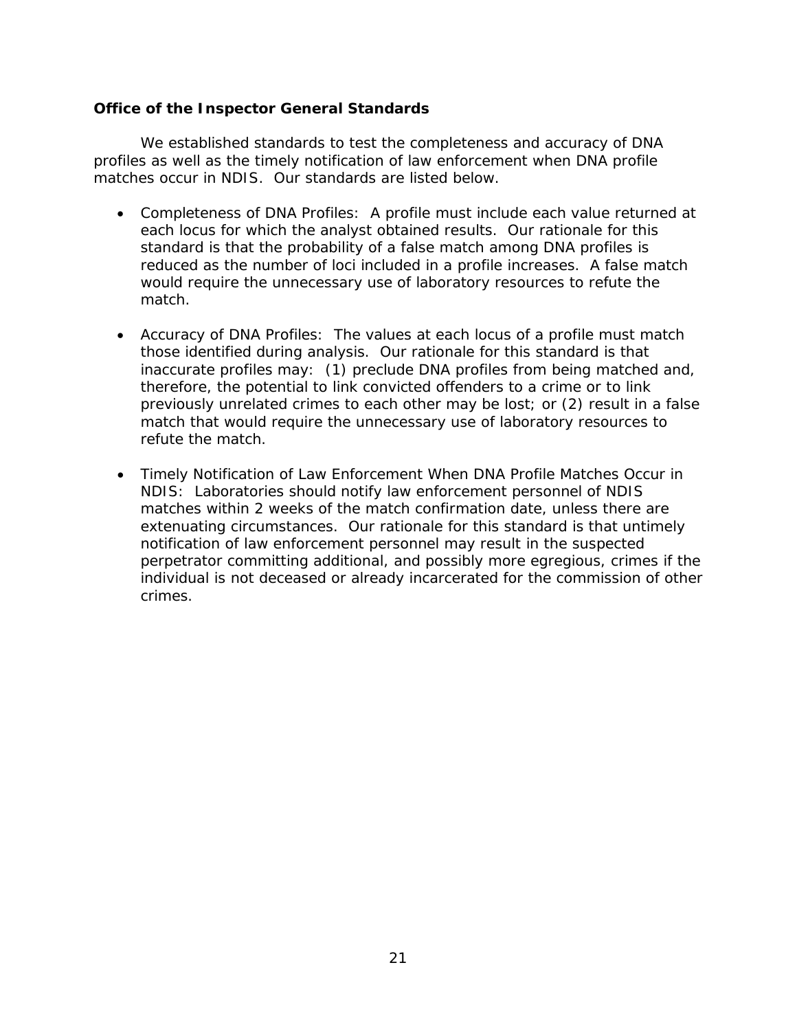**Office of the Inspector General Standards**

We established standards to test the completeness and accuracy of DNA profiles as well as the timely notification of law enforcement when DNA profile matches occur in NDIS. Our standards are listed below.

- Completeness of DNA Profiles: A profile must include each value returned at each locus for which the analyst obtained results. Our rationale for this standard is that the probability of a false match among DNA profiles is reduced as the number of loci included in a profile increases. A false match would require the unnecessary use of laboratory resources to refute the match.

- Accuracy of DNA Profiles: The values at each locus of a profile must match those identified during analysis. Our rationale for this standard is that inaccurate profiles may: (1) preclude DNA profiles from being matched and, therefore, the potential to link convicted offenders to a crime or to link previously unrelated crimes to each other may be lost; or (2) result in a false match that would require the unnecessary use of laboratory resources to refute the match.

- Timely Notification of Law Enforcement When DNA Profile Matches Occur in NDIS: Laboratories should notify law enforcement personnel of NDIS matches within 2 weeks of the match confirmation date, unless there are extenuating circumstances. Our rationale for this standard is that untimely notification of law enforcement personnel may result in the suspected perpetrator committing additional, and possibly more egregious, crimes if the individual is not deceased or already incarcerated for the commission of other crimes.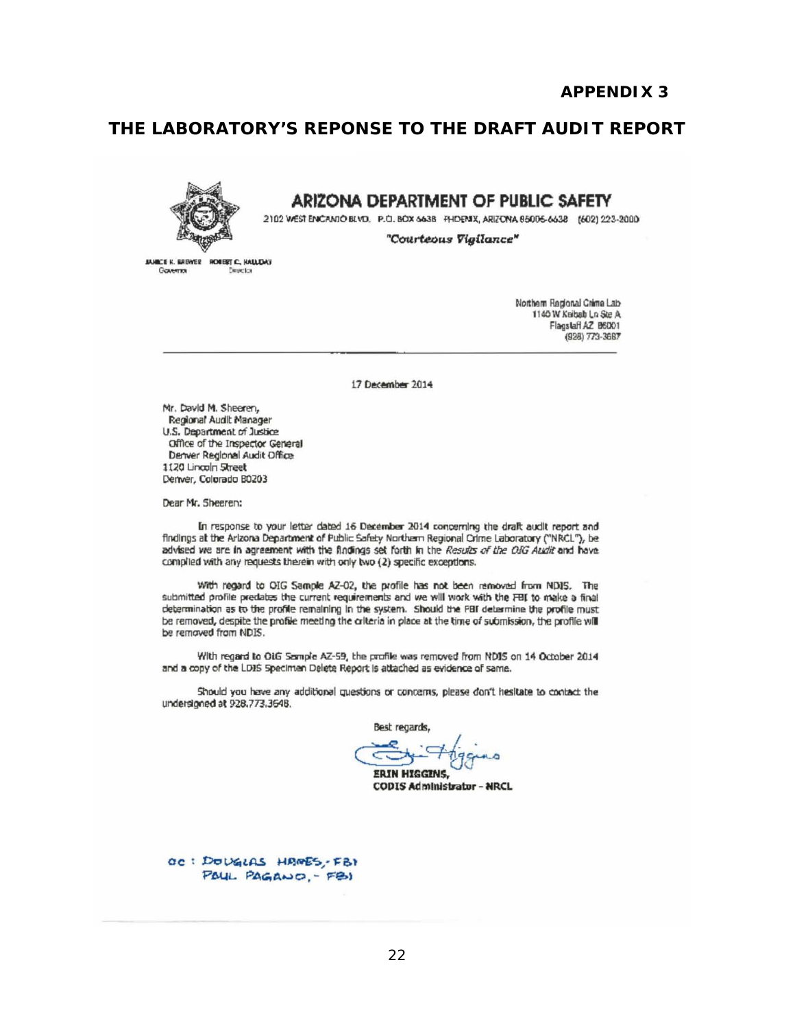**APPENDIX 3**

## THE LABORATORY'S REPONSE TO THE DRAFT AUDIT REPORT

**ARIZONA DEPARTMENT OF PUBLIC SAFETY**

2102 WEST ENCANTO BLVD. P.O. BOX 6638 PHOENIX, ARIZONA 85005-6638 (602) 223-2000

*"Courteous Vigilance"*

JANICE K. BREWER ROBERT C. HALLIDAY
Governor Director

Northern Regional Crime Lab
1140 W Kaibab Ln Ste A
Flagstaff AZ 86001
(928) 773-3687

17 December 2014

Mr. David M. Sheeren,
Regional Audit Manager
U.S. Department of Justice
Office of the Inspector General
Denver Regional Audit Office
1120 Lincoln Street
Denver, Colorado 80203

Dear Mr. Sheeren:

In response to your letter dated 16 December 2014 concerning the draft audit report and findings at the Arizona Department of Public Safety Northern Regional Crime Laboratory ("NRCL"), be advised we are in agreement with the findings set forth in the *Results of the OIG Audit* and have complied with any requests therein with only two (2) specific exceptions.

With regard to OIG Sample AZ-02, the profile has not been removed from NDIS. The submitted profile predates the current requirements and we will work with the FBI to make a final determination as to the profile remaining in the system. Should the FBI determine the profile must be removed, despite the profile meeting the criteria in place at the time of submission, the profile will be removed from NDIS.

With regard to OIG Sample AZ-59, the profile was removed from NDIS on 14 October 2014 and a copy of the LDIS Specimen Delete Report is attached as evidence of same.

Should you have any additional questions or concerns, please don't hesitate to contact the undersigned at 928.773.3648.

Best regards,

Erin Higgins

**ERIN HIGGINS,**
**CODIS Administrator - NRCL**

cc: DOUGLAS HARES, - FBI
PAUL PAGANO, - FBI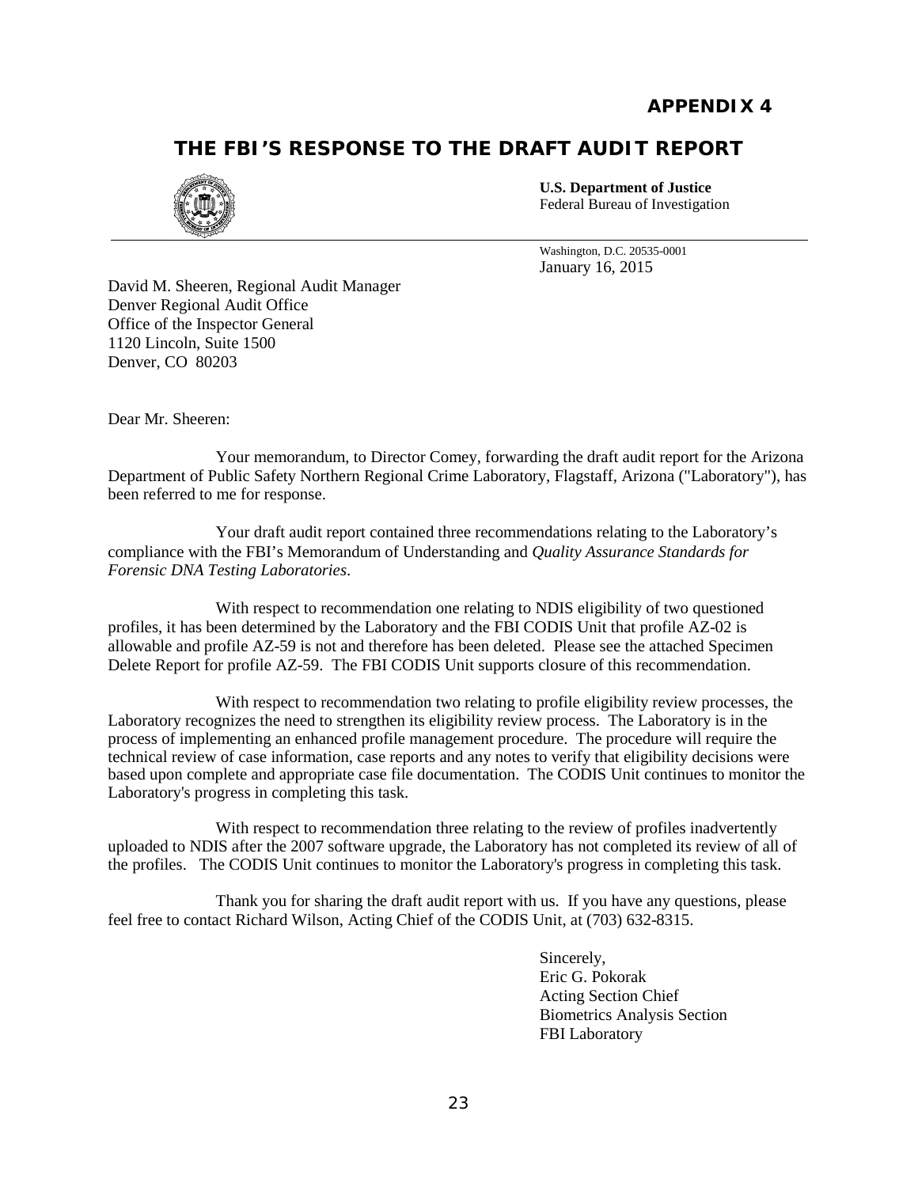**APPENDIX 4**

# THE FBI'S RESPONSE TO THE DRAFT AUDIT REPORT

**U.S. Department of Justice**
Federal Bureau of Investigation

Washington, D.C. 20535-0001
January 16, 2015

David M. Sheeren, Regional Audit Manager
Denver Regional Audit Office
Office of the Inspector General
1120 Lincoln, Suite 1500
Denver, CO 80203

Dear Mr. Sheeren:

Your memorandum, to Director Comey, forwarding the draft audit report for the Arizona Department of Public Safety Northern Regional Crime Laboratory, Flagstaff, Arizona ("Laboratory"), has been referred to me for response.

Your draft audit report contained three recommendations relating to the Laboratory's compliance with the FBI's Memorandum of Understanding and *Quality Assurance Standards for Forensic DNA Testing Laboratories*.

With respect to recommendation one relating to NDIS eligibility of two questioned profiles, it has been determined by the Laboratory and the FBI CODIS Unit that profile AZ-02 is allowable and profile AZ-59 is not and therefore has been deleted. Please see the attached Specimen Delete Report for profile AZ-59. The FBI CODIS Unit supports closure of this recommendation.

With respect to recommendation two relating to profile eligibility review processes, the Laboratory recognizes the need to strengthen its eligibility review process. The Laboratory is in the process of implementing an enhanced profile management procedure. The procedure will require the technical review of case information, case reports and any notes to verify that eligibility decisions were based upon complete and appropriate case file documentation. The CODIS Unit continues to monitor the Laboratory's progress in completing this task.

With respect to recommendation three relating to the review of profiles inadvertently uploaded to NDIS after the 2007 software upgrade, the Laboratory has not completed its review of all of the profiles. The CODIS Unit continues to monitor the Laboratory's progress in completing this task.

Thank you for sharing the draft audit report with us. If you have any questions, please feel free to contact Richard Wilson, Acting Chief of the CODIS Unit, at (703) 632-8315.

Sincerely,
Eric G. Pokorak
Acting Section Chief
Biometrics Analysis Section
FBI Laboratory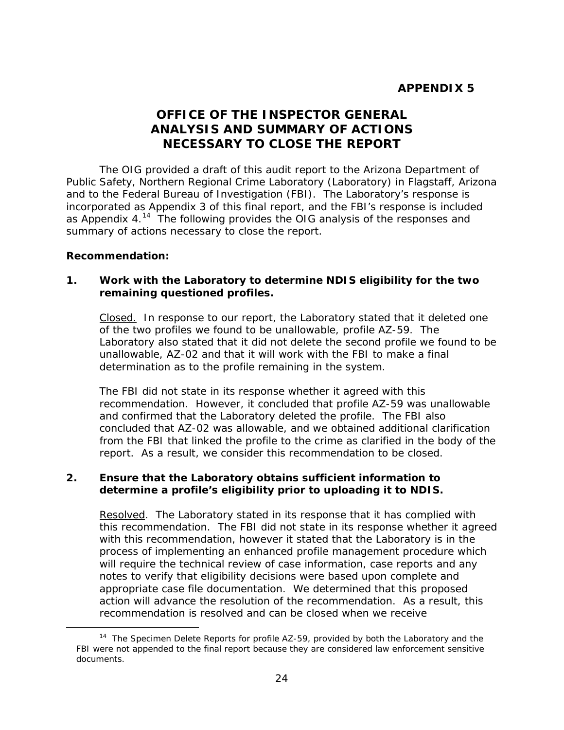**APPENDIX 5**

# OFFICE OF THE INSPECTOR GENERAL ANALYSIS AND SUMMARY OF ACTIONS NECESSARY TO CLOSE THE REPORT

The OIG provided a draft of this audit report to the Arizona Department of Public Safety, Northern Regional Crime Laboratory (Laboratory) in Flagstaff, Arizona and to the Federal Bureau of Investigation (FBI). The Laboratory's response is incorporated as Appendix 3 of this final report, and the FBI's response is included as Appendix 4.[14] The following provides the OIG analysis of the responses and summary of actions necessary to close the report.

**Recommendation:**

**1. Work with the Laboratory to determine NDIS eligibility for the two remaining questioned profiles.**

Closed. In response to our report, the Laboratory stated that it deleted one of the two profiles we found to be unallowable, profile AZ-59. The Laboratory also stated that it did not delete the second profile we found to be unallowable, AZ-02 and that it will work with the FBI to make a final determination as to the profile remaining in the system.

The FBI did not state in its response whether it agreed with this recommendation. However, it concluded that profile AZ-59 was unallowable and confirmed that the Laboratory deleted the profile. The FBI also concluded that AZ-02 was allowable, and we obtained additional clarification from the FBI that linked the profile to the crime as clarified in the body of the report. As a result, we consider this recommendation to be closed.

**2. Ensure that the Laboratory obtains sufficient information to determine a profile's eligibility prior to uploading it to NDIS.**

Resolved. The Laboratory stated in its response that it has complied with this recommendation. The FBI did not state in its response whether it agreed with this recommendation, however it stated that the Laboratory is in the process of implementing an enhanced profile management procedure which will require the technical review of case information, case reports and any notes to verify that eligibility decisions were based upon complete and appropriate case file documentation. We determined that this proposed action will advance the resolution of the recommendation. As a result, this recommendation is resolved and can be closed when we receive

[14] The Specimen Delete Reports for profile AZ-59, provided by both the Laboratory and the FBI were not appended to the final report because they are considered law enforcement sensitive documents.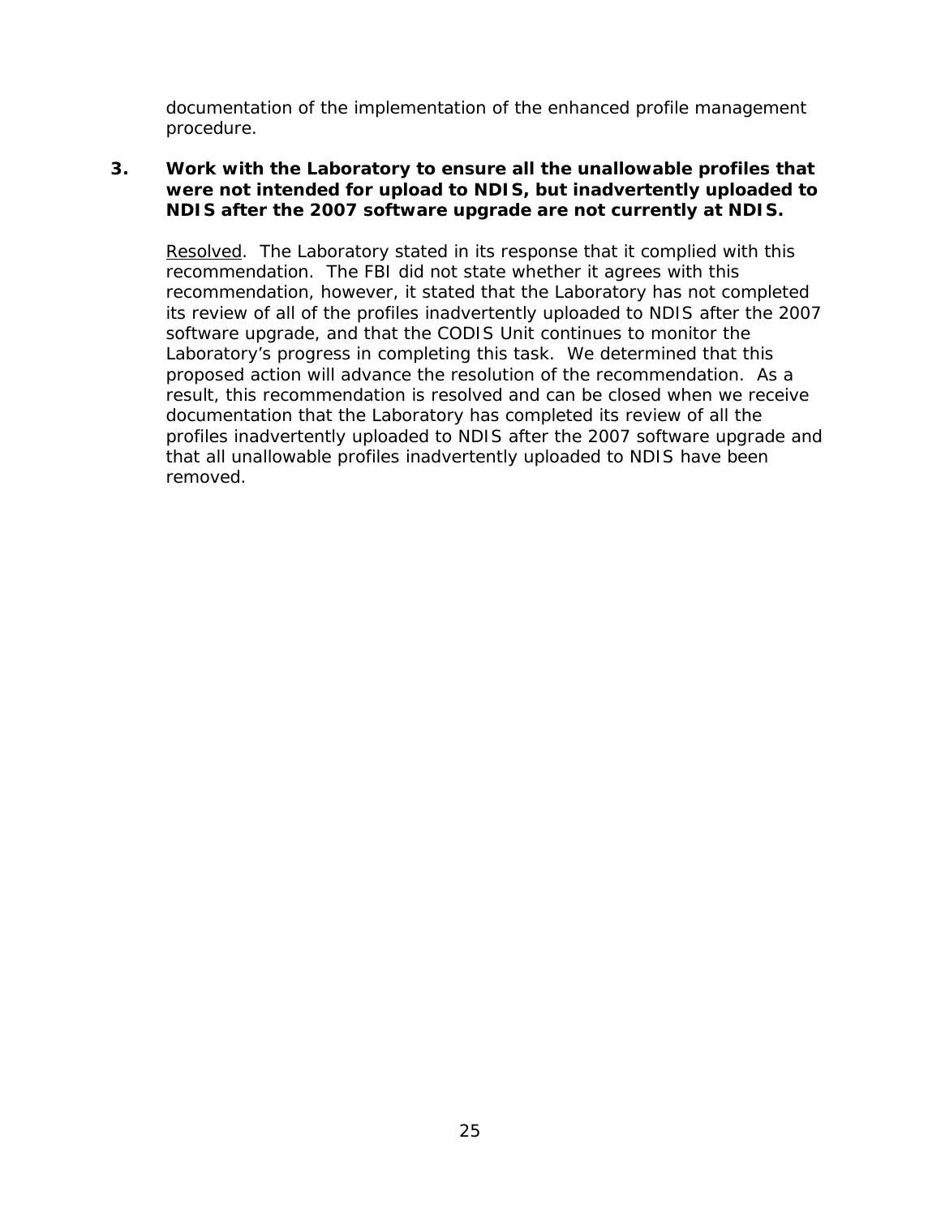documentation of the implementation of the enhanced profile management procedure.

**3. Work with the Laboratory to ensure all the unallowable profiles that were not intended for upload to NDIS, but inadvertently uploaded to NDIS after the 2007 software upgrade are not currently at NDIS.**

Resolved. The Laboratory stated in its response that it complied with this recommendation. The FBI did not state whether it agrees with this recommendation, however, it stated that the Laboratory has not completed its review of all of the profiles inadvertently uploaded to NDIS after the 2007 software upgrade, and that the CODIS Unit continues to monitor the Laboratory's progress in completing this task. We determined that this proposed action will advance the resolution of the recommendation. As a result, this recommendation is resolved and can be closed when we receive documentation that the Laboratory has completed its review of all the profiles inadvertently uploaded to NDIS after the 2007 software upgrade and that all unallowable profiles inadvertently uploaded to NDIS have been removed.